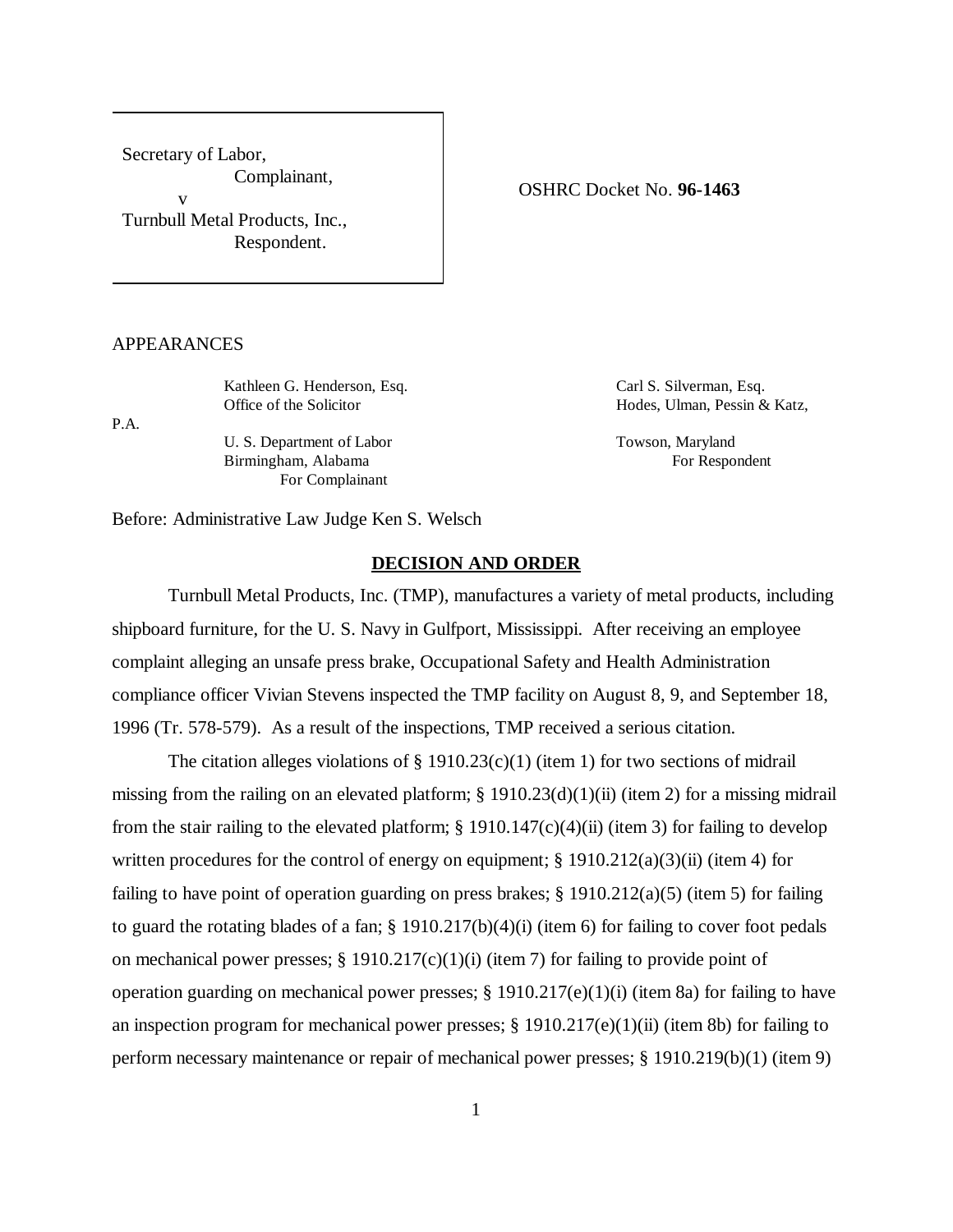Secretary of Labor,
Complainant,
v
Turnbull Metal Products, Inc.,
Respondent.

OSHRC Docket No. **96-1463**

APPEARANCES

Kathleen G. Henderson, Esq.
Office of the Solicitor
U. S. Department of Labor
Birmingham, Alabama
For Complainant

Carl S. Silverman, Esq.
Hodes, Ulman, Pessin & Katz, P.A.
Towson, Maryland
For Respondent

Before: Administrative Law Judge Ken S. Welsch

**DECISION AND ORDER**

Turnbull Metal Products, Inc. (TMP), manufactures a variety of metal products, including shipboard furniture, for the U. S. Navy in Gulfport, Mississippi. After receiving an employee complaint alleging an unsafe press brake, Occupational Safety and Health Administration compliance officer Vivian Stevens inspected the TMP facility on August 8, 9, and September 18, 1996 (Tr. 578-579). As a result of the inspections, TMP received a serious citation.

The citation alleges violations of § 1910.23(c)(1) (item 1) for two sections of midrail missing from the railing on an elevated platform; § 1910.23(d)(1)(ii) (item 2) for a missing midrail from the stair railing to the elevated platform; § 1910.147(c)(4)(ii) (item 3) for failing to develop written procedures for the control of energy on equipment; § 1910.212(a)(3)(ii) (item 4) for failing to have point of operation guarding on press brakes; § 1910.212(a)(5) (item 5) for failing to guard the rotating blades of a fan; § 1910.217(b)(4)(i) (item 6) for failing to cover foot pedals on mechanical power presses; § 1910.217(c)(1)(i) (item 7) for failing to provide point of operation guarding on mechanical power presses; § 1910.217(e)(1)(i) (item 8a) for failing to have an inspection program for mechanical power presses; § 1910.217(e)(1)(ii) (item 8b) for failing to perform necessary maintenance or repair of mechanical power presses; § 1910.219(b)(1) (item 9)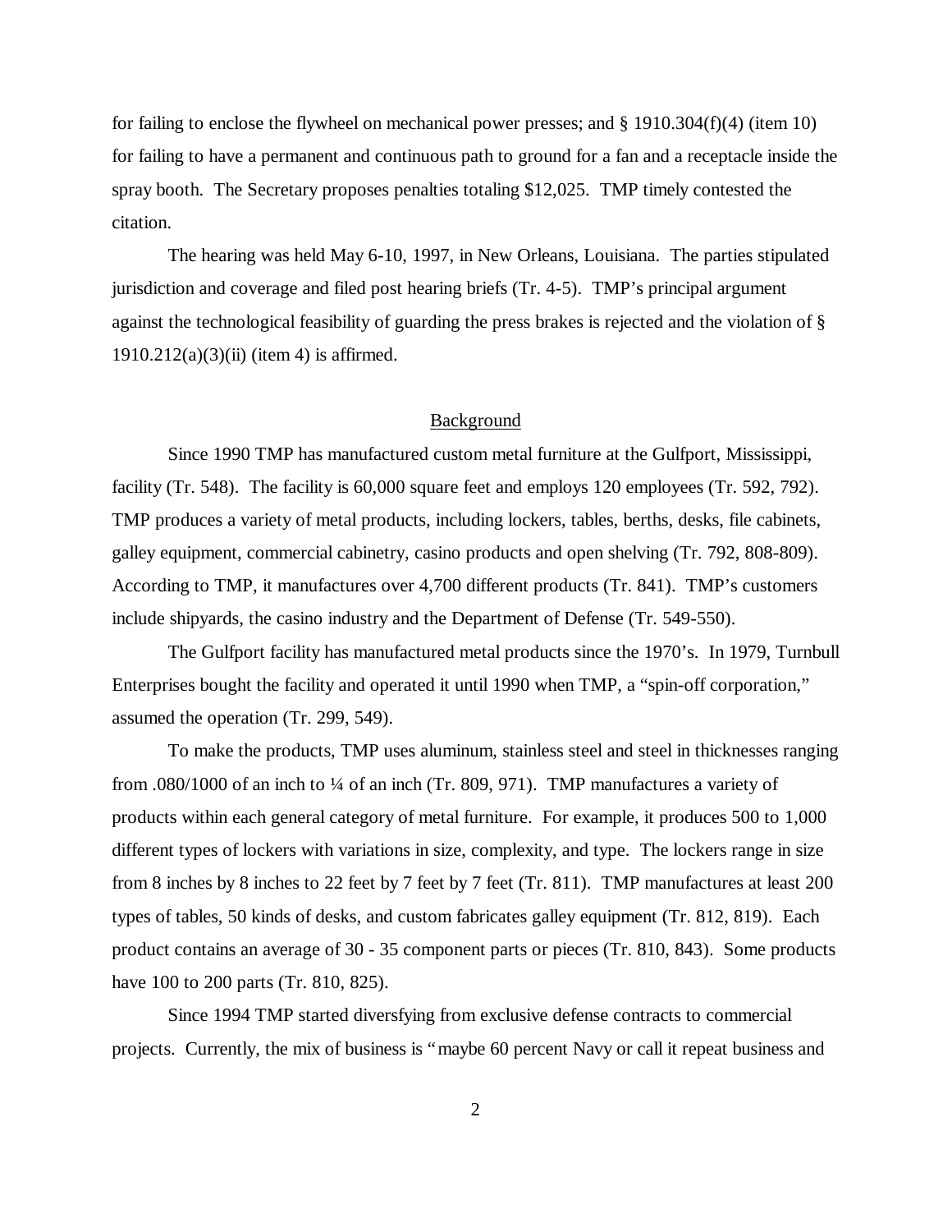for failing to enclose the flywheel on mechanical power presses; and § 1910.304(f)(4) (item 10) for failing to have a permanent and continuous path to ground for a fan and a receptacle inside the spray booth. The Secretary proposes penalties totaling $12,025. TMP timely contested the citation.

The hearing was held May 6-10, 1997, in New Orleans, Louisiana. The parties stipulated jurisdiction and coverage and filed post hearing briefs (Tr. 4-5). TMP's principal argument against the technological feasibility of guarding the press brakes is rejected and the violation of § 1910.212(a)(3)(ii) (item 4) is affirmed.

## Background

Since 1990 TMP has manufactured custom metal furniture at the Gulfport, Mississippi, facility (Tr. 548). The facility is 60,000 square feet and employs 120 employees (Tr. 592, 792). TMP produces a variety of metal products, including lockers, tables, berths, desks, file cabinets, galley equipment, commercial cabinetry, casino products and open shelving (Tr. 792, 808-809). According to TMP, it manufactures over 4,700 different products (Tr. 841). TMP's customers include shipyards, the casino industry and the Department of Defense (Tr. 549-550).

The Gulfport facility has manufactured metal products since the 1970's. In 1979, Turnbull Enterprises bought the facility and operated it until 1990 when TMP, a "spin-off corporation," assumed the operation (Tr. 299, 549).

To make the products, TMP uses aluminum, stainless steel and steel in thicknesses ranging from .080/1000 of an inch to ¼ of an inch (Tr. 809, 971). TMP manufactures a variety of products within each general category of metal furniture. For example, it produces 500 to 1,000 different types of lockers with variations in size, complexity, and type. The lockers range in size from 8 inches by 8 inches to 22 feet by 7 feet by 7 feet (Tr. 811). TMP manufactures at least 200 types of tables, 50 kinds of desks, and custom fabricates galley equipment (Tr. 812, 819). Each product contains an average of 30 - 35 component parts or pieces (Tr. 810, 843). Some products have 100 to 200 parts (Tr. 810, 825).

Since 1994 TMP started diversfying from exclusive defense contracts to commercial projects. Currently, the mix of business is "maybe 60 percent Navy or call it repeat business and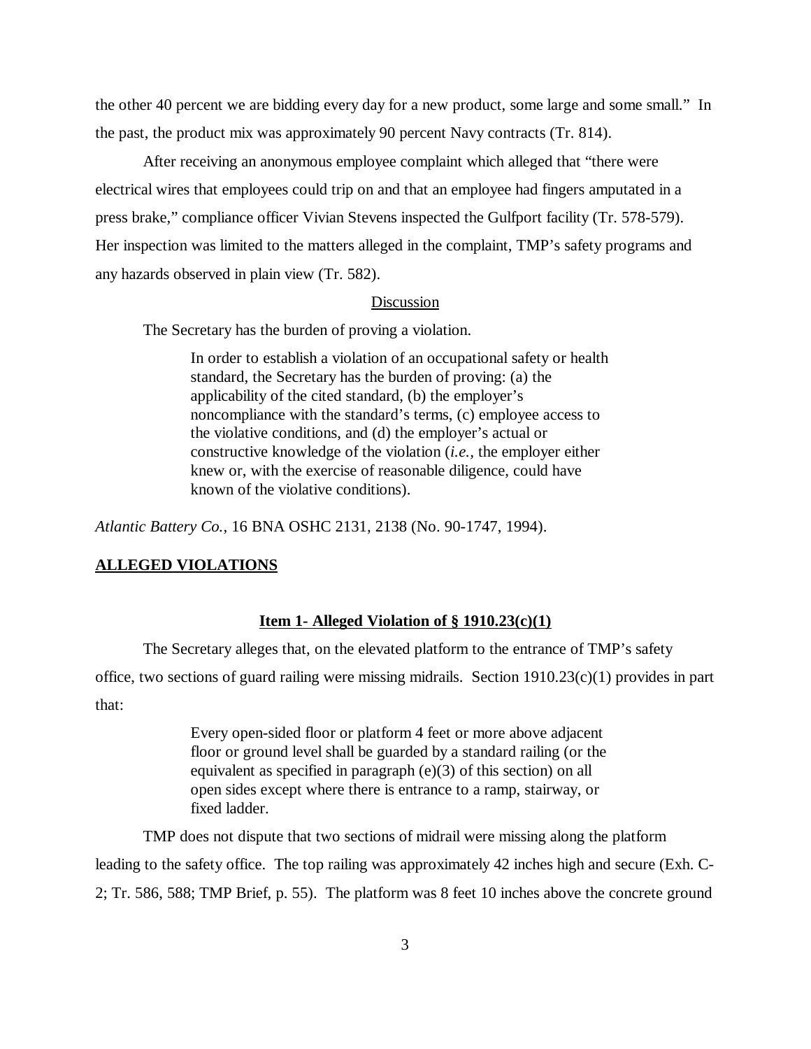the other 40 percent we are bidding every day for a new product, some large and some small." In the past, the product mix was approximately 90 percent Navy contracts (Tr. 814).

After receiving an anonymous employee complaint which alleged that "there were electrical wires that employees could trip on and that an employee had fingers amputated in a press brake," compliance officer Vivian Stevens inspected the Gulfport facility (Tr. 578-579). Her inspection was limited to the matters alleged in the complaint, TMP's safety programs and any hazards observed in plain view (Tr. 582).

## Discussion

The Secretary has the burden of proving a violation.

> In order to establish a violation of an occupational safety or health standard, the Secretary has the burden of proving: (a) the applicability of the cited standard, (b) the employer's noncompliance with the standard's terms, (c) employee access to the violative conditions, and (d) the employer's actual or constructive knowledge of the violation (*i.e.,* the employer either knew or, with the exercise of reasonable diligence, could have known of the violative conditions).

*Atlantic Battery Co.,* 16 BNA OSHC 2131, 2138 (No. 90-1747, 1994).

## ALLEGED VIOLATIONS

### Item 1- Alleged Violation of § 1910.23(c)(1)

The Secretary alleges that, on the elevated platform to the entrance of TMP's safety office, two sections of guard railing were missing midrails. Section 1910.23(c)(1) provides in part that:

> Every open-sided floor or platform 4 feet or more above adjacent floor or ground level shall be guarded by a standard railing (or the equivalent as specified in paragraph (e)(3) of this section) on all open sides except where there is entrance to a ramp, stairway, or fixed ladder.

TMP does not dispute that two sections of midrail were missing along the platform leading to the safety office. The top railing was approximately 42 inches high and secure (Exh. C-2; Tr. 586, 588; TMP Brief, p. 55). The platform was 8 feet 10 inches above the concrete ground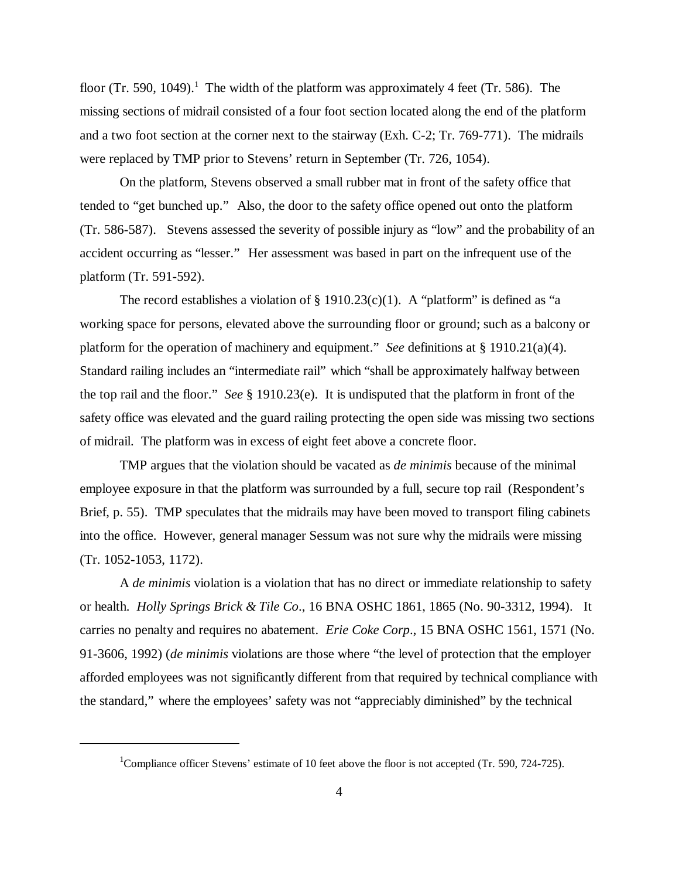floor (Tr. 590, 1049).[1] The width of the platform was approximately 4 feet (Tr. 586). The missing sections of midrail consisted of a four foot section located along the end of the platform and a two foot section at the corner next to the stairway (Exh. C-2; Tr. 769-771). The midrails were replaced by TMP prior to Stevens' return in September (Tr. 726, 1054).

On the platform, Stevens observed a small rubber mat in front of the safety office that tended to "get bunched up." Also, the door to the safety office opened out onto the platform (Tr. 586-587). Stevens assessed the severity of possible injury as "low" and the probability of an accident occurring as "lesser." Her assessment was based in part on the infrequent use of the platform (Tr. 591-592).

The record establishes a violation of § 1910.23(c)(1). A "platform" is defined as "a working space for persons, elevated above the surrounding floor or ground; such as a balcony or platform for the operation of machinery and equipment." *See* definitions at § 1910.21(a)(4). Standard railing includes an "intermediate rail" which "shall be approximately halfway between the top rail and the floor." *See* § 1910.23(e). It is undisputed that the platform in front of the safety office was elevated and the guard railing protecting the open side was missing two sections of midrail. The platform was in excess of eight feet above a concrete floor.

TMP argues that the violation should be vacated as *de minimis* because of the minimal employee exposure in that the platform was surrounded by a full, secure top rail (Respondent's Brief, p. 55). TMP speculates that the midrails may have been moved to transport filing cabinets into the office. However, general manager Sessum was not sure why the midrails were missing (Tr. 1052-1053, 1172).

A *de minimis* violation is a violation that has no direct or immediate relationship to safety or health. *Holly Springs Brick & Tile Co*., 16 BNA OSHC 1861, 1865 (No. 90-3312, 1994). It carries no penalty and requires no abatement. *Erie Coke Corp*., 15 BNA OSHC 1561, 1571 (No. 91-3606, 1992) (*de minimis* violations are those where "the level of protection that the employer afforded employees was not significantly different from that required by technical compliance with the standard," where the employees' safety was not "appreciably diminished" by the technical

[1] Compliance officer Stevens' estimate of 10 feet above the floor is not accepted (Tr. 590, 724-725).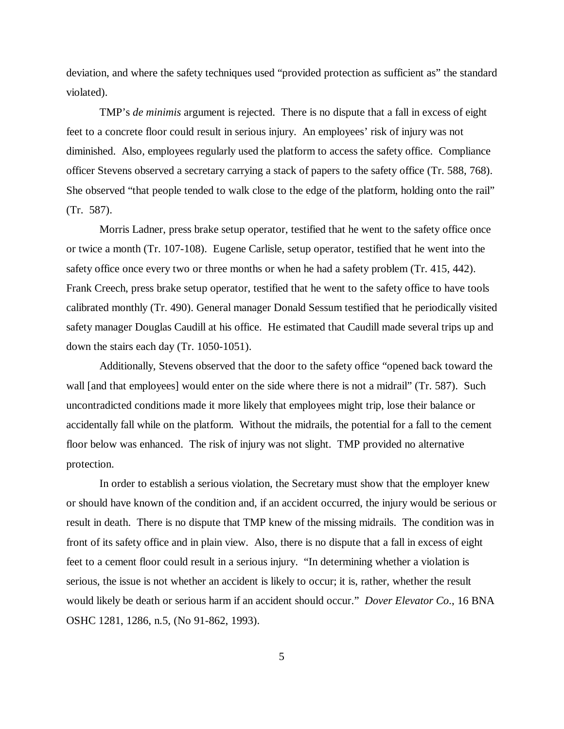deviation, and where the safety techniques used "provided protection as sufficient as" the standard violated).

TMP's *de minimis* argument is rejected. There is no dispute that a fall in excess of eight feet to a concrete floor could result in serious injury. An employees' risk of injury was not diminished. Also, employees regularly used the platform to access the safety office. Compliance officer Stevens observed a secretary carrying a stack of papers to the safety office (Tr. 588, 768). She observed "that people tended to walk close to the edge of the platform, holding onto the rail" (Tr. 587).

Morris Ladner, press brake setup operator, testified that he went to the safety office once or twice a month (Tr. 107-108). Eugene Carlisle, setup operator, testified that he went into the safety office once every two or three months or when he had a safety problem (Tr. 415, 442). Frank Creech, press brake setup operator, testified that he went to the safety office to have tools calibrated monthly (Tr. 490). General manager Donald Sessum testified that he periodically visited safety manager Douglas Caudill at his office. He estimated that Caudill made several trips up and down the stairs each day (Tr. 1050-1051).

Additionally, Stevens observed that the door to the safety office "opened back toward the wall [and that employees] would enter on the side where there is not a midrail" (Tr. 587). Such uncontradicted conditions made it more likely that employees might trip, lose their balance or accidentally fall while on the platform. Without the midrails, the potential for a fall to the cement floor below was enhanced. The risk of injury was not slight. TMP provided no alternative protection.

In order to establish a serious violation, the Secretary must show that the employer knew or should have known of the condition and, if an accident occurred, the injury would be serious or result in death. There is no dispute that TMP knew of the missing midrails. The condition was in front of its safety office and in plain view. Also, there is no dispute that a fall in excess of eight feet to a cement floor could result in a serious injury. "In determining whether a violation is serious, the issue is not whether an accident is likely to occur; it is, rather, whether the result would likely be death or serious harm if an accident should occur." *Dover Elevator Co.*, 16 BNA OSHC 1281, 1286, n.5, (No 91-862, 1993).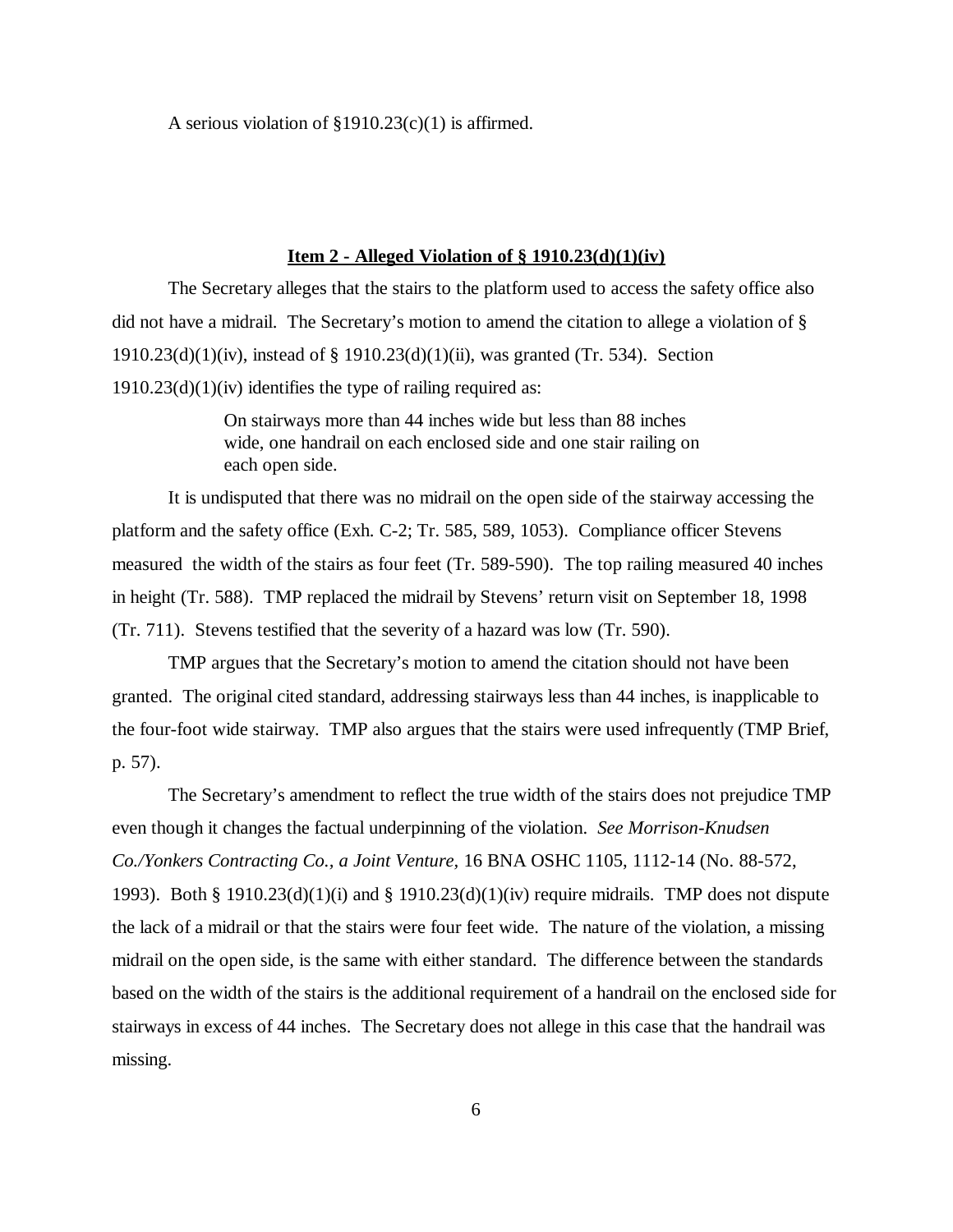A serious violation of §1910.23(c)(1) is affirmed.

**Item 2 - Alleged Violation of § 1910.23(d)(1)(iv)**

The Secretary alleges that the stairs to the platform used to access the safety office also did not have a midrail. The Secretary's motion to amend the citation to allege a violation of § 1910.23(d)(1)(iv), instead of § 1910.23(d)(1)(ii), was granted (Tr. 534). Section 1910.23(d)(1)(iv) identifies the type of railing required as:

> On stairways more than 44 inches wide but less than 88 inches wide, one handrail on each enclosed side and one stair railing on each open side.

It is undisputed that there was no midrail on the open side of the stairway accessing the platform and the safety office (Exh. C-2; Tr. 585, 589, 1053). Compliance officer Stevens measured the width of the stairs as four feet (Tr. 589-590). The top railing measured 40 inches in height (Tr. 588). TMP replaced the midrail by Stevens' return visit on September 18, 1998 (Tr. 711). Stevens testified that the severity of a hazard was low (Tr. 590).

TMP argues that the Secretary's motion to amend the citation should not have been granted. The original cited standard, addressing stairways less than 44 inches, is inapplicable to the four-foot wide stairway. TMP also argues that the stairs were used infrequently (TMP Brief, p. 57).

The Secretary's amendment to reflect the true width of the stairs does not prejudice TMP even though it changes the factual underpinning of the violation. *See Morrison-Knudsen Co./Yonkers Contracting Co., a Joint Venture,* 16 BNA OSHC 1105, 1112-14 (No. 88-572, 1993). Both § 1910.23(d)(1)(i) and § 1910.23(d)(1)(iv) require midrails. TMP does not dispute the lack of a midrail or that the stairs were four feet wide. The nature of the violation, a missing midrail on the open side, is the same with either standard. The difference between the standards based on the width of the stairs is the additional requirement of a handrail on the enclosed side for stairways in excess of 44 inches. The Secretary does not allege in this case that the handrail was missing.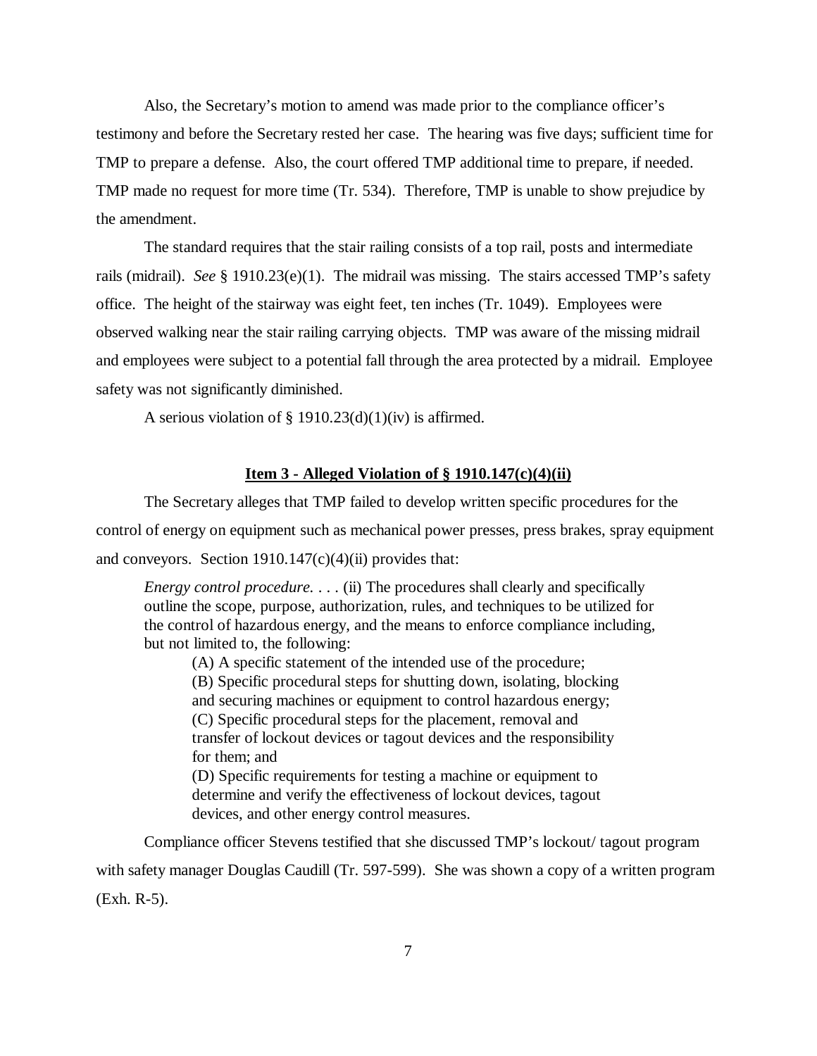Also, the Secretary's motion to amend was made prior to the compliance officer's testimony and before the Secretary rested her case. The hearing was five days; sufficient time for TMP to prepare a defense. Also, the court offered TMP additional time to prepare, if needed. TMP made no request for more time (Tr. 534). Therefore, TMP is unable to show prejudice by the amendment.

The standard requires that the stair railing consists of a top rail, posts and intermediate rails (midrail). *See* § 1910.23(e)(1). The midrail was missing. The stairs accessed TMP's safety office. The height of the stairway was eight feet, ten inches (Tr. 1049). Employees were observed walking near the stair railing carrying objects. TMP was aware of the missing midrail and employees were subject to a potential fall through the area protected by a midrail. Employee safety was not significantly diminished.

A serious violation of § 1910.23(d)(1)(iv) is affirmed.

**Item 3 - Alleged Violation of § 1910.147(c)(4)(ii)**

The Secretary alleges that TMP failed to develop written specific procedures for the control of energy on equipment such as mechanical power presses, press brakes, spray equipment and conveyors. Section 1910.147(c)(4)(ii) provides that:

> *Energy control procedure.* . . . (ii) The procedures shall clearly and specifically outline the scope, purpose, authorization, rules, and techniques to be utilized for the control of hazardous energy, and the means to enforce compliance including, but not limited to, the following:
>
> (A) A specific statement of the intended use of the procedure;
> (B) Specific procedural steps for shutting down, isolating, blocking and securing machines or equipment to control hazardous energy;
> (C) Specific procedural steps for the placement, removal and transfer of lockout devices or tagout devices and the responsibility for them; and
> (D) Specific requirements for testing a machine or equipment to determine and verify the effectiveness of lockout devices, tagout devices, and other energy control measures.

Compliance officer Stevens testified that she discussed TMP's lockout/ tagout program with safety manager Douglas Caudill (Tr. 597-599). She was shown a copy of a written program (Exh. R-5).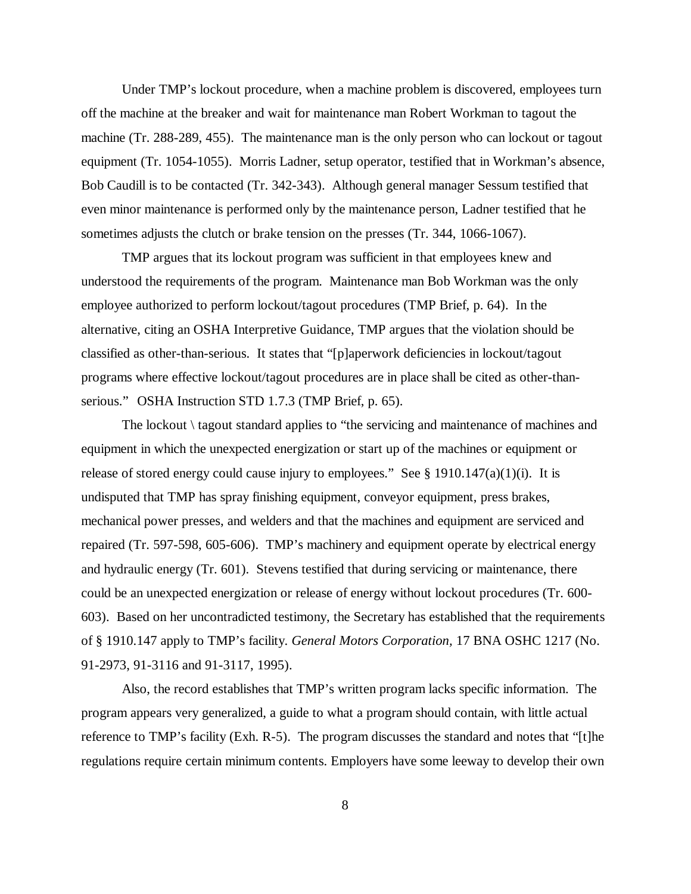Under TMP's lockout procedure, when a machine problem is discovered, employees turn off the machine at the breaker and wait for maintenance man Robert Workman to tagout the machine (Tr. 288-289, 455). The maintenance man is the only person who can lockout or tagout equipment (Tr. 1054-1055). Morris Ladner, setup operator, testified that in Workman's absence, Bob Caudill is to be contacted (Tr. 342-343). Although general manager Sessum testified that even minor maintenance is performed only by the maintenance person, Ladner testified that he sometimes adjusts the clutch or brake tension on the presses (Tr. 344, 1066-1067).

TMP argues that its lockout program was sufficient in that employees knew and understood the requirements of the program. Maintenance man Bob Workman was the only employee authorized to perform lockout/tagout procedures (TMP Brief, p. 64). In the alternative, citing an OSHA Interpretive Guidance, TMP argues that the violation should be classified as other-than-serious. It states that "[p]aperwork deficiencies in lockout/tagout programs where effective lockout/tagout procedures are in place shall be cited as other-than-serious." OSHA Instruction STD 1.7.3 (TMP Brief, p. 65).

The lockout \ tagout standard applies to "the servicing and maintenance of machines and equipment in which the unexpected energization or start up of the machines or equipment or release of stored energy could cause injury to employees." See § 1910.147(a)(1)(i). It is undisputed that TMP has spray finishing equipment, conveyor equipment, press brakes, mechanical power presses, and welders and that the machines and equipment are serviced and repaired (Tr. 597-598, 605-606). TMP's machinery and equipment operate by electrical energy and hydraulic energy (Tr. 601). Stevens testified that during servicing or maintenance, there could be an unexpected energization or release of energy without lockout procedures (Tr. 600-603). Based on her uncontradicted testimony, the Secretary has established that the requirements of § 1910.147 apply to TMP's facility. *General Motors Corporation,* 17 BNA OSHC 1217 (No. 91-2973, 91-3116 and 91-3117, 1995).

Also, the record establishes that TMP's written program lacks specific information. The program appears very generalized, a guide to what a program should contain, with little actual reference to TMP's facility (Exh. R-5). The program discusses the standard and notes that "[t]he regulations require certain minimum contents. Employers have some leeway to develop their own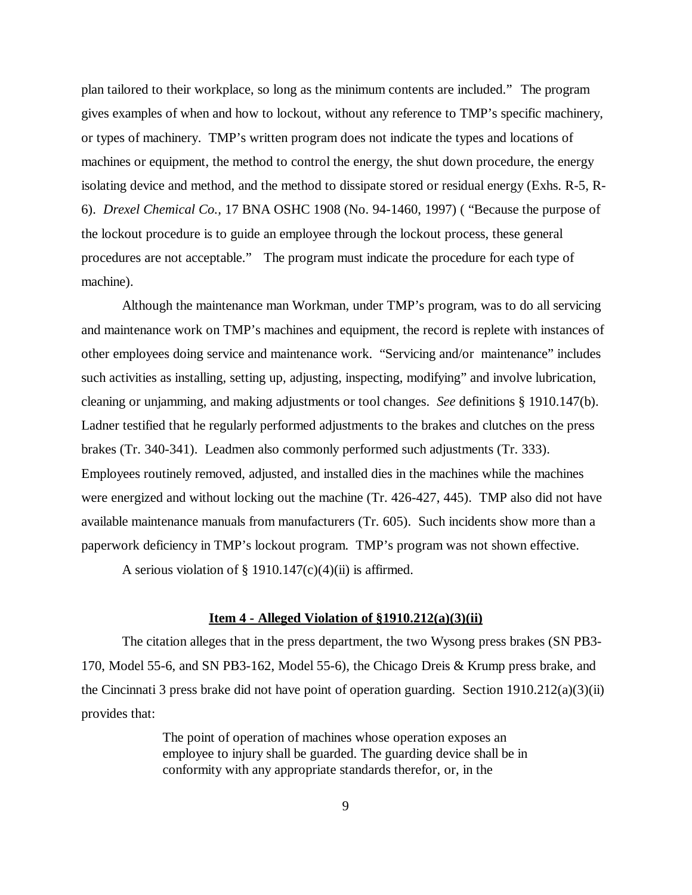plan tailored to their workplace, so long as the minimum contents are included." The program gives examples of when and how to lockout, without any reference to TMP's specific machinery, or types of machinery. TMP's written program does not indicate the types and locations of machines or equipment, the method to control the energy, the shut down procedure, the energy isolating device and method, and the method to dissipate stored or residual energy (Exhs. R-5, R-6). *Drexel Chemical Co.,* 17 BNA OSHC 1908 (No. 94-1460, 1997) ( "Because the purpose of the lockout procedure is to guide an employee through the lockout process, these general procedures are not acceptable." The program must indicate the procedure for each type of machine).

Although the maintenance man Workman, under TMP's program, was to do all servicing and maintenance work on TMP's machines and equipment, the record is replete with instances of other employees doing service and maintenance work. "Servicing and/or maintenance" includes such activities as installing, setting up, adjusting, inspecting, modifying" and involve lubrication, cleaning or unjamming, and making adjustments or tool changes. *See* definitions § 1910.147(b). Ladner testified that he regularly performed adjustments to the brakes and clutches on the press brakes (Tr. 340-341). Leadmen also commonly performed such adjustments (Tr. 333). Employees routinely removed, adjusted, and installed dies in the machines while the machines were energized and without locking out the machine (Tr. 426-427, 445). TMP also did not have available maintenance manuals from manufacturers (Tr. 605). Such incidents show more than a paperwork deficiency in TMP's lockout program. TMP's program was not shown effective.

A serious violation of § 1910.147(c)(4)(ii) is affirmed.

**Item 4 - Alleged Violation of §1910.212(a)(3)(ii)**

The citation alleges that in the press department, the two Wysong press brakes (SN PB3-170, Model 55-6, and SN PB3-162, Model 55-6), the Chicago Dreis & Krump press brake, and the Cincinnati 3 press brake did not have point of operation guarding. Section 1910.212(a)(3)(ii) provides that:

> The point of operation of machines whose operation exposes an employee to injury shall be guarded. The guarding device shall be in conformity with any appropriate standards therefor, or, in the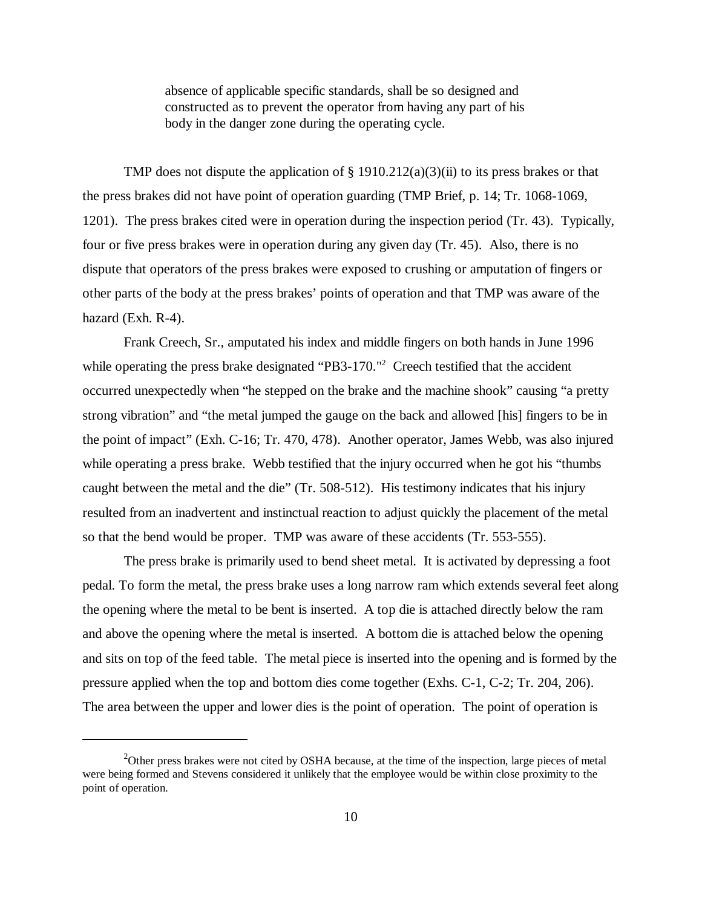> absence of applicable specific standards, shall be so designed and constructed as to prevent the operator from having any part of his body in the danger zone during the operating cycle.

TMP does not dispute the application of § 1910.212(a)(3)(ii) to its press brakes or that the press brakes did not have point of operation guarding (TMP Brief, p. 14; Tr. 1068-1069, 1201). The press brakes cited were in operation during the inspection period (Tr. 43). Typically, four or five press brakes were in operation during any given day (Tr. 45). Also, there is no dispute that operators of the press brakes were exposed to crushing or amputation of fingers or other parts of the body at the press brakes' points of operation and that TMP was aware of the hazard (Exh. R-4).

Frank Creech, Sr., amputated his index and middle fingers on both hands in June 1996 while operating the press brake designated "PB3-170."[2] Creech testified that the accident occurred unexpectedly when "he stepped on the brake and the machine shook" causing "a pretty strong vibration" and "the metal jumped the gauge on the back and allowed [his] fingers to be in the point of impact" (Exh. C-16; Tr. 470, 478). Another operator, James Webb, was also injured while operating a press brake. Webb testified that the injury occurred when he got his "thumbs caught between the metal and the die" (Tr. 508-512). His testimony indicates that his injury resulted from an inadvertent and instinctual reaction to adjust quickly the placement of the metal so that the bend would be proper. TMP was aware of these accidents (Tr. 553-555).

The press brake is primarily used to bend sheet metal. It is activated by depressing a foot pedal. To form the metal, the press brake uses a long narrow ram which extends several feet along the opening where the metal to be bent is inserted. A top die is attached directly below the ram and above the opening where the metal is inserted. A bottom die is attached below the opening and sits on top of the feed table. The metal piece is inserted into the opening and is formed by the pressure applied when the top and bottom dies come together (Exhs. C-1, C-2; Tr. 204, 206). The area between the upper and lower dies is the point of operation. The point of operation is

---

[2] Other press brakes were not cited by OSHA because, at the time of the inspection, large pieces of metal were being formed and Stevens considered it unlikely that the employee would be within close proximity to the point of operation.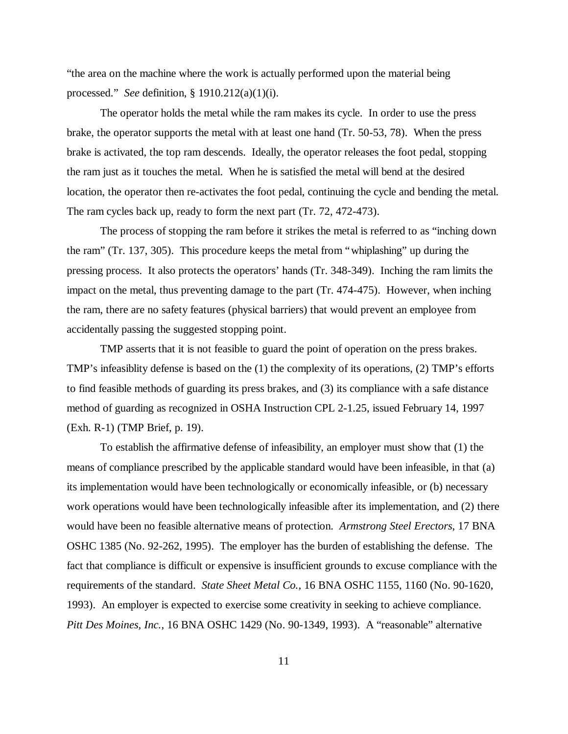"the area on the machine where the work is actually performed upon the material being processed." *See* definition, § 1910.212(a)(1)(i).

The operator holds the metal while the ram makes its cycle. In order to use the press brake, the operator supports the metal with at least one hand (Tr. 50-53, 78). When the press brake is activated, the top ram descends. Ideally, the operator releases the foot pedal, stopping the ram just as it touches the metal. When he is satisfied the metal will bend at the desired location, the operator then re-activates the foot pedal, continuing the cycle and bending the metal. The ram cycles back up, ready to form the next part (Tr. 72, 472-473).

The process of stopping the ram before it strikes the metal is referred to as "inching down the ram" (Tr. 137, 305). This procedure keeps the metal from "whiplashing" up during the pressing process. It also protects the operators' hands (Tr. 348-349). Inching the ram limits the impact on the metal, thus preventing damage to the part (Tr. 474-475). However, when inching the ram, there are no safety features (physical barriers) that would prevent an employee from accidentally passing the suggested stopping point.

TMP asserts that it is not feasible to guard the point of operation on the press brakes. TMP's infeasiblity defense is based on the (1) the complexity of its operations, (2) TMP's efforts to find feasible methods of guarding its press brakes, and (3) its compliance with a safe distance method of guarding as recognized in OSHA Instruction CPL 2-1.25, issued February 14, 1997 (Exh. R-1) (TMP Brief, p. 19).

To establish the affirmative defense of infeasibility, an employer must show that (1) the means of compliance prescribed by the applicable standard would have been infeasible, in that (a) its implementation would have been technologically or economically infeasible, or (b) necessary work operations would have been technologically infeasible after its implementation, and (2) there would have been no feasible alternative means of protection. *Armstrong Steel Erectors*, 17 BNA OSHC 1385 (No. 92-262, 1995). The employer has the burden of establishing the defense. The fact that compliance is difficult or expensive is insufficient grounds to excuse compliance with the requirements of the standard. *State Sheet Metal Co.*, 16 BNA OSHC 1155, 1160 (No. 90-1620, 1993). An employer is expected to exercise some creativity in seeking to achieve compliance. *Pitt Des Moines, Inc.*, 16 BNA OSHC 1429 (No. 90-1349, 1993). A "reasonable" alternative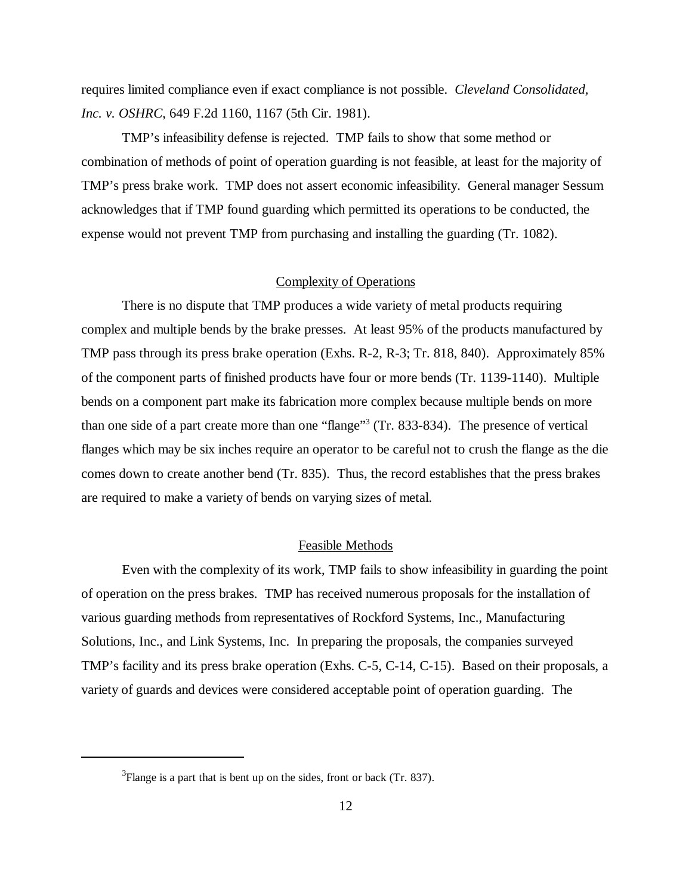requires limited compliance even if exact compliance is not possible. *Cleveland Consolidated, Inc. v. OSHRC*, 649 F.2d 1160, 1167 (5th Cir. 1981).

TMP's infeasibility defense is rejected. TMP fails to show that some method or combination of methods of point of operation guarding is not feasible, at least for the majority of TMP's press brake work. TMP does not assert economic infeasibility. General manager Sessum acknowledges that if TMP found guarding which permitted its operations to be conducted, the expense would not prevent TMP from purchasing and installing the guarding (Tr. 1082).

## Complexity of Operations

There is no dispute that TMP produces a wide variety of metal products requiring complex and multiple bends by the brake presses. At least 95% of the products manufactured by TMP pass through its press brake operation (Exhs. R-2, R-3; Tr. 818, 840). Approximately 85% of the component parts of finished products have four or more bends (Tr. 1139-1140). Multiple bends on a component part make its fabrication more complex because multiple bends on more than one side of a part create more than one "flange"[3] (Tr. 833-834). The presence of vertical flanges which may be six inches require an operator to be careful not to crush the flange as the die comes down to create another bend (Tr. 835). Thus, the record establishes that the press brakes are required to make a variety of bends on varying sizes of metal.

## Feasible Methods

Even with the complexity of its work, TMP fails to show infeasibility in guarding the point of operation on the press brakes. TMP has received numerous proposals for the installation of various guarding methods from representatives of Rockford Systems, Inc., Manufacturing Solutions, Inc., and Link Systems, Inc. In preparing the proposals, the companies surveyed TMP's facility and its press brake operation (Exhs. C-5, C-14, C-15). Based on their proposals, a variety of guards and devices were considered acceptable point of operation guarding. The

---

[3] Flange is a part that is bent up on the sides, front or back (Tr. 837).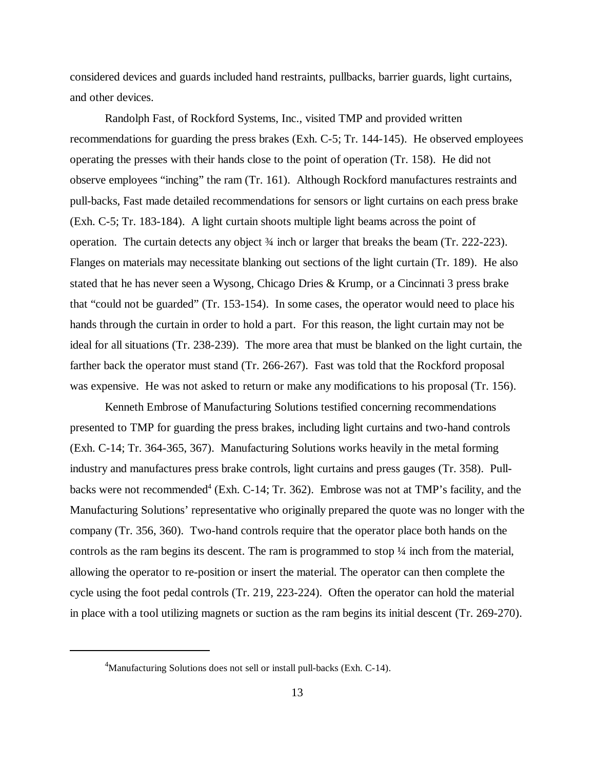considered devices and guards included hand restraints, pullbacks, barrier guards, light curtains, and other devices.

Randolph Fast, of Rockford Systems, Inc., visited TMP and provided written recommendations for guarding the press brakes (Exh. C-5; Tr. 144-145). He observed employees operating the presses with their hands close to the point of operation (Tr. 158). He did not observe employees "inching" the ram (Tr. 161). Although Rockford manufactures restraints and pull-backs, Fast made detailed recommendations for sensors or light curtains on each press brake (Exh. C-5; Tr. 183-184). A light curtain shoots multiple light beams across the point of operation. The curtain detects any object ¾ inch or larger that breaks the beam (Tr. 222-223). Flanges on materials may necessitate blanking out sections of the light curtain (Tr. 189). He also stated that he has never seen a Wysong, Chicago Dries & Krump, or a Cincinnati 3 press brake that "could not be guarded" (Tr. 153-154). In some cases, the operator would need to place his hands through the curtain in order to hold a part. For this reason, the light curtain may not be ideal for all situations (Tr. 238-239). The more area that must be blanked on the light curtain, the farther back the operator must stand (Tr. 266-267). Fast was told that the Rockford proposal was expensive. He was not asked to return or make any modifications to his proposal (Tr. 156).

Kenneth Embrose of Manufacturing Solutions testified concerning recommendations presented to TMP for guarding the press brakes, including light curtains and two-hand controls (Exh. C-14; Tr. 364-365, 367). Manufacturing Solutions works heavily in the metal forming industry and manufactures press brake controls, light curtains and press gauges (Tr. 358). Pull-backs were not recommended[4] (Exh. C-14; Tr. 362). Embrose was not at TMP's facility, and the Manufacturing Solutions' representative who originally prepared the quote was no longer with the company (Tr. 356, 360). Two-hand controls require that the operator place both hands on the controls as the ram begins its descent. The ram is programmed to stop ¼ inch from the material, allowing the operator to re-position or insert the material. The operator can then complete the cycle using the foot pedal controls (Tr. 219, 223-224). Often the operator can hold the material in place with a tool utilizing magnets or suction as the ram begins its initial descent (Tr. 269-270).

[4]Manufacturing Solutions does not sell or install pull-backs (Exh. C-14).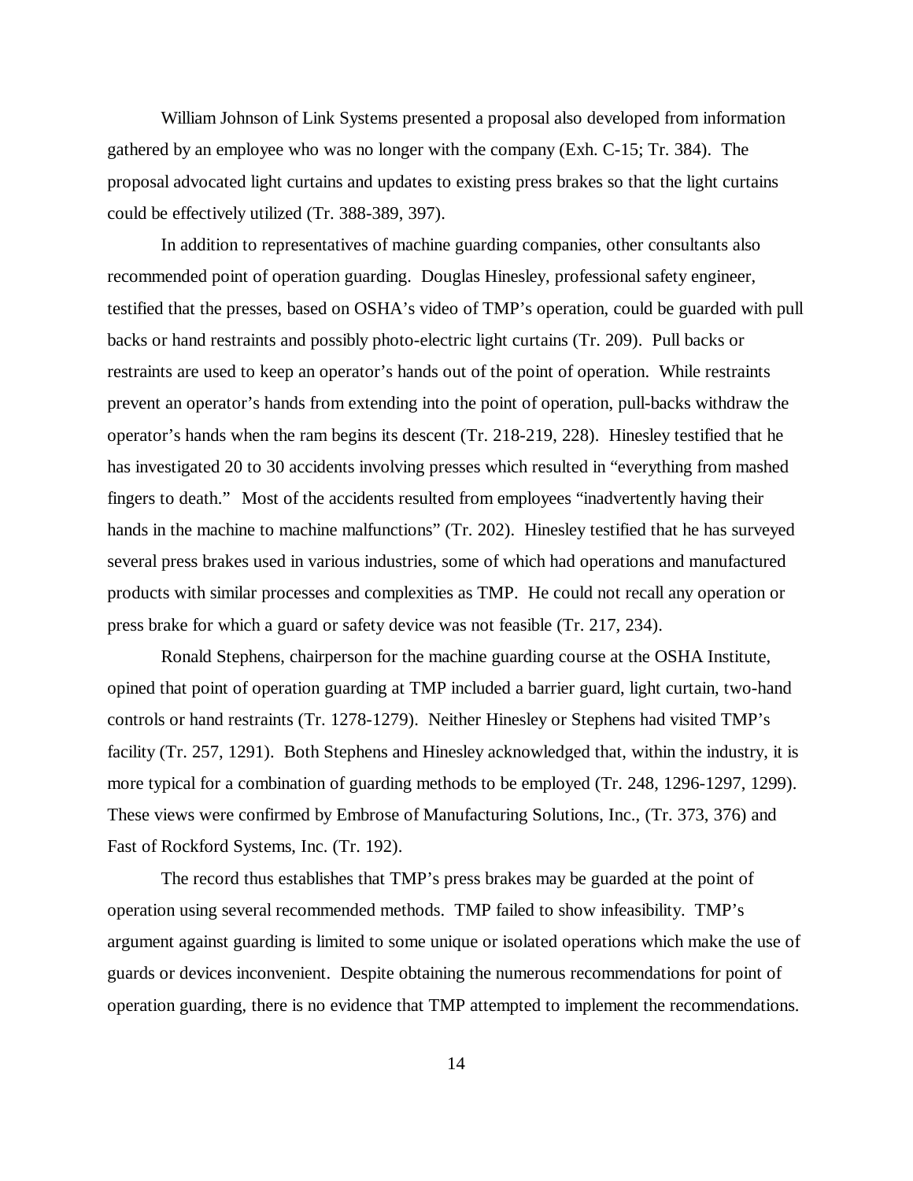William Johnson of Link Systems presented a proposal also developed from information gathered by an employee who was no longer with the company (Exh. C-15; Tr. 384). The proposal advocated light curtains and updates to existing press brakes so that the light curtains could be effectively utilized (Tr. 388-389, 397).

In addition to representatives of machine guarding companies, other consultants also recommended point of operation guarding. Douglas Hinesley, professional safety engineer, testified that the presses, based on OSHA's video of TMP's operation, could be guarded with pull backs or hand restraints and possibly photo-electric light curtains (Tr. 209). Pull backs or restraints are used to keep an operator's hands out of the point of operation. While restraints prevent an operator's hands from extending into the point of operation, pull-backs withdraw the operator's hands when the ram begins its descent (Tr. 218-219, 228). Hinesley testified that he has investigated 20 to 30 accidents involving presses which resulted in "everything from mashed fingers to death." Most of the accidents resulted from employees "inadvertently having their hands in the machine to machine malfunctions" (Tr. 202). Hinesley testified that he has surveyed several press brakes used in various industries, some of which had operations and manufactured products with similar processes and complexities as TMP. He could not recall any operation or press brake for which a guard or safety device was not feasible (Tr. 217, 234).

Ronald Stephens, chairperson for the machine guarding course at the OSHA Institute, opined that point of operation guarding at TMP included a barrier guard, light curtain, two-hand controls or hand restraints (Tr. 1278-1279). Neither Hinesley or Stephens had visited TMP's facility (Tr. 257, 1291). Both Stephens and Hinesley acknowledged that, within the industry, it is more typical for a combination of guarding methods to be employed (Tr. 248, 1296-1297, 1299). These views were confirmed by Embrose of Manufacturing Solutions, Inc., (Tr. 373, 376) and Fast of Rockford Systems, Inc. (Tr. 192).

The record thus establishes that TMP's press brakes may be guarded at the point of operation using several recommended methods. TMP failed to show infeasibility. TMP's argument against guarding is limited to some unique or isolated operations which make the use of guards or devices inconvenient. Despite obtaining the numerous recommendations for point of operation guarding, there is no evidence that TMP attempted to implement the recommendations.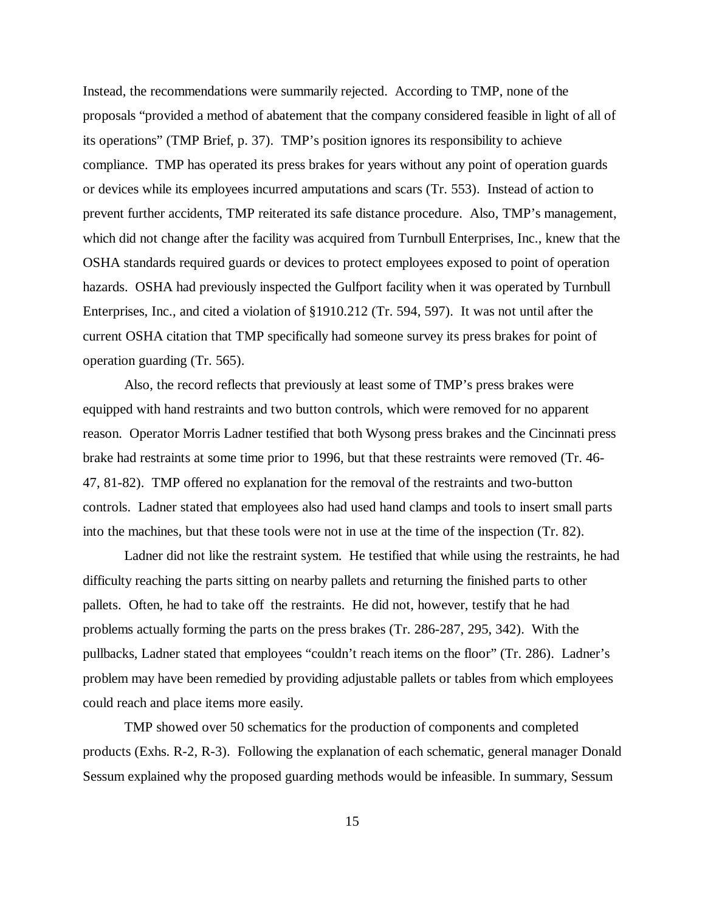Instead, the recommendations were summarily rejected. According to TMP, none of the proposals "provided a method of abatement that the company considered feasible in light of all of its operations" (TMP Brief, p. 37). TMP's position ignores its responsibility to achieve compliance. TMP has operated its press brakes for years without any point of operation guards or devices while its employees incurred amputations and scars (Tr. 553). Instead of action to prevent further accidents, TMP reiterated its safe distance procedure. Also, TMP's management, which did not change after the facility was acquired from Turnbull Enterprises, Inc., knew that the OSHA standards required guards or devices to protect employees exposed to point of operation hazards. OSHA had previously inspected the Gulfport facility when it was operated by Turnbull Enterprises, Inc., and cited a violation of §1910.212 (Tr. 594, 597). It was not until after the current OSHA citation that TMP specifically had someone survey its press brakes for point of operation guarding (Tr. 565).

Also, the record reflects that previously at least some of TMP's press brakes were equipped with hand restraints and two button controls, which were removed for no apparent reason. Operator Morris Ladner testified that both Wysong press brakes and the Cincinnati press brake had restraints at some time prior to 1996, but that these restraints were removed (Tr. 46-47, 81-82). TMP offered no explanation for the removal of the restraints and two-button controls. Ladner stated that employees also had used hand clamps and tools to insert small parts into the machines, but that these tools were not in use at the time of the inspection (Tr. 82).

Ladner did not like the restraint system. He testified that while using the restraints, he had difficulty reaching the parts sitting on nearby pallets and returning the finished parts to other pallets. Often, he had to take off the restraints. He did not, however, testify that he had problems actually forming the parts on the press brakes (Tr. 286-287, 295, 342). With the pullbacks, Ladner stated that employees "couldn't reach items on the floor" (Tr. 286). Ladner's problem may have been remedied by providing adjustable pallets or tables from which employees could reach and place items more easily.

TMP showed over 50 schematics for the production of components and completed products (Exhs. R-2, R-3). Following the explanation of each schematic, general manager Donald Sessum explained why the proposed guarding methods would be infeasible. In summary, Sessum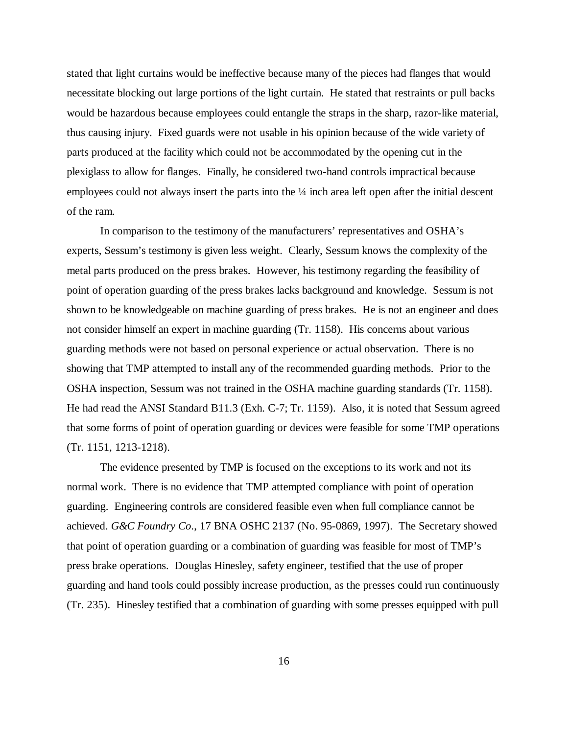stated that light curtains would be ineffective because many of the pieces had flanges that would necessitate blocking out large portions of the light curtain. He stated that restraints or pull backs would be hazardous because employees could entangle the straps in the sharp, razor-like material, thus causing injury. Fixed guards were not usable in his opinion because of the wide variety of parts produced at the facility which could not be accommodated by the opening cut in the plexiglass to allow for flanges. Finally, he considered two-hand controls impractical because employees could not always insert the parts into the ¼ inch area left open after the initial descent of the ram.

In comparison to the testimony of the manufacturers' representatives and OSHA's experts, Sessum's testimony is given less weight. Clearly, Sessum knows the complexity of the metal parts produced on the press brakes. However, his testimony regarding the feasibility of point of operation guarding of the press brakes lacks background and knowledge. Sessum is not shown to be knowledgeable on machine guarding of press brakes. He is not an engineer and does not consider himself an expert in machine guarding (Tr. 1158). His concerns about various guarding methods were not based on personal experience or actual observation. There is no showing that TMP attempted to install any of the recommended guarding methods. Prior to the OSHA inspection, Sessum was not trained in the OSHA machine guarding standards (Tr. 1158). He had read the ANSI Standard B11.3 (Exh. C-7; Tr. 1159). Also, it is noted that Sessum agreed that some forms of point of operation guarding or devices were feasible for some TMP operations (Tr. 1151, 1213-1218).

The evidence presented by TMP is focused on the exceptions to its work and not its normal work. There is no evidence that TMP attempted compliance with point of operation guarding. Engineering controls are considered feasible even when full compliance cannot be achieved. *G&C Foundry Co.*, 17 BNA OSHC 2137 (No. 95-0869, 1997). The Secretary showed that point of operation guarding or a combination of guarding was feasible for most of TMP's press brake operations. Douglas Hinesley, safety engineer, testified that the use of proper guarding and hand tools could possibly increase production, as the presses could run continuously (Tr. 235). Hinesley testified that a combination of guarding with some presses equipped with pull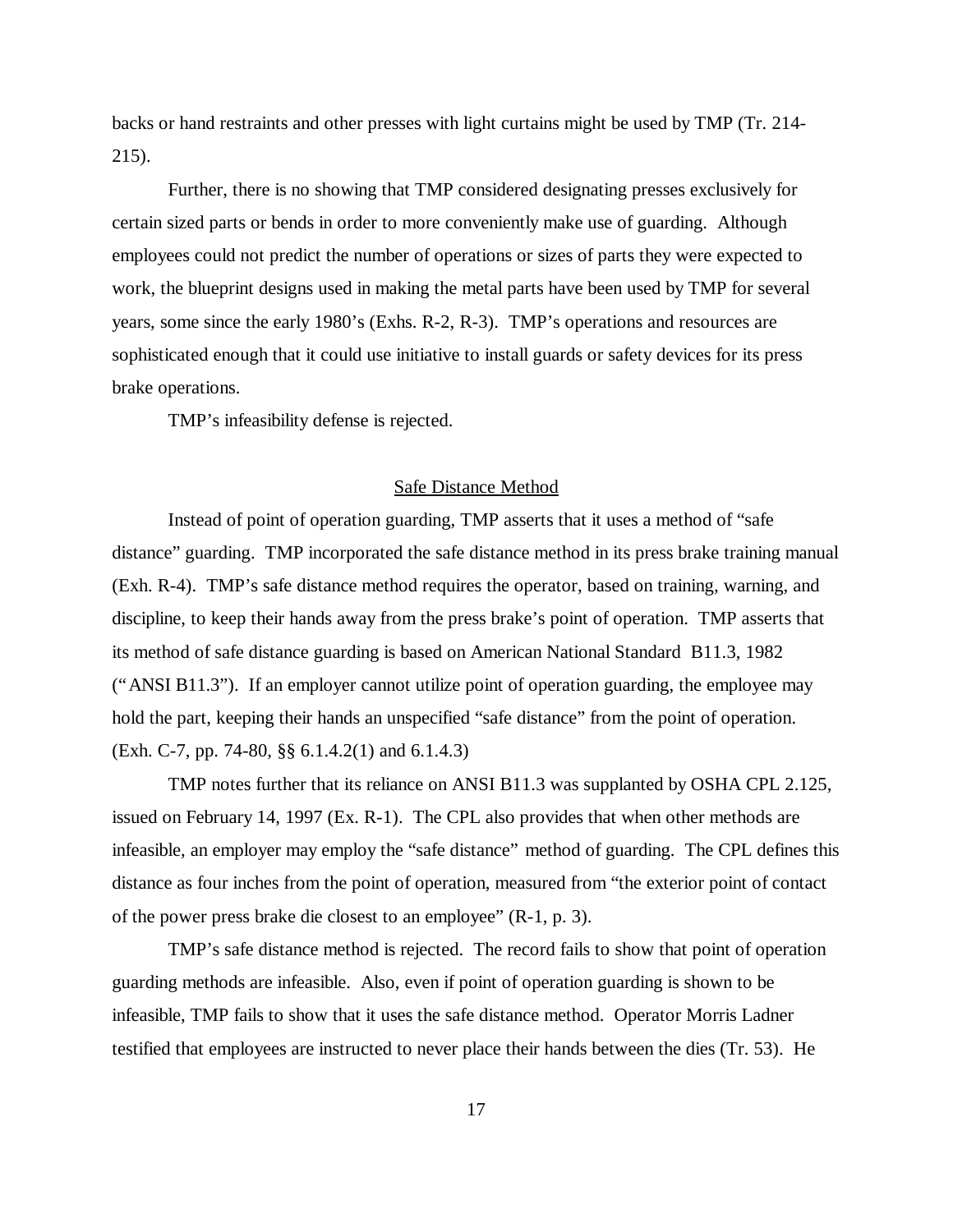backs or hand restraints and other presses with light curtains might be used by TMP (Tr. 214-215).

Further, there is no showing that TMP considered designating presses exclusively for certain sized parts or bends in order to more conveniently make use of guarding. Although employees could not predict the number of operations or sizes of parts they were expected to work, the blueprint designs used in making the metal parts have been used by TMP for several years, some since the early 1980's (Exhs. R-2, R-3). TMP's operations and resources are sophisticated enough that it could use initiative to install guards or safety devices for its press brake operations.

TMP's infeasibility defense is rejected.

## Safe Distance Method

Instead of point of operation guarding, TMP asserts that it uses a method of "safe distance" guarding. TMP incorporated the safe distance method in its press brake training manual (Exh. R-4). TMP's safe distance method requires the operator, based on training, warning, and discipline, to keep their hands away from the press brake's point of operation. TMP asserts that its method of safe distance guarding is based on American National Standard B11.3, 1982 ("ANSI B11.3"). If an employer cannot utilize point of operation guarding, the employee may hold the part, keeping their hands an unspecified "safe distance" from the point of operation. (Exh. C-7, pp. 74-80, §§ 6.1.4.2(1) and 6.1.4.3)

TMP notes further that its reliance on ANSI B11.3 was supplanted by OSHA CPL 2.125, issued on February 14, 1997 (Ex. R-1). The CPL also provides that when other methods are infeasible, an employer may employ the "safe distance" method of guarding. The CPL defines this distance as four inches from the point of operation, measured from "the exterior point of contact of the power press brake die closest to an employee" (R-1, p. 3).

TMP's safe distance method is rejected. The record fails to show that point of operation guarding methods are infeasible. Also, even if point of operation guarding is shown to be infeasible, TMP fails to show that it uses the safe distance method. Operator Morris Ladner testified that employees are instructed to never place their hands between the dies (Tr. 53). He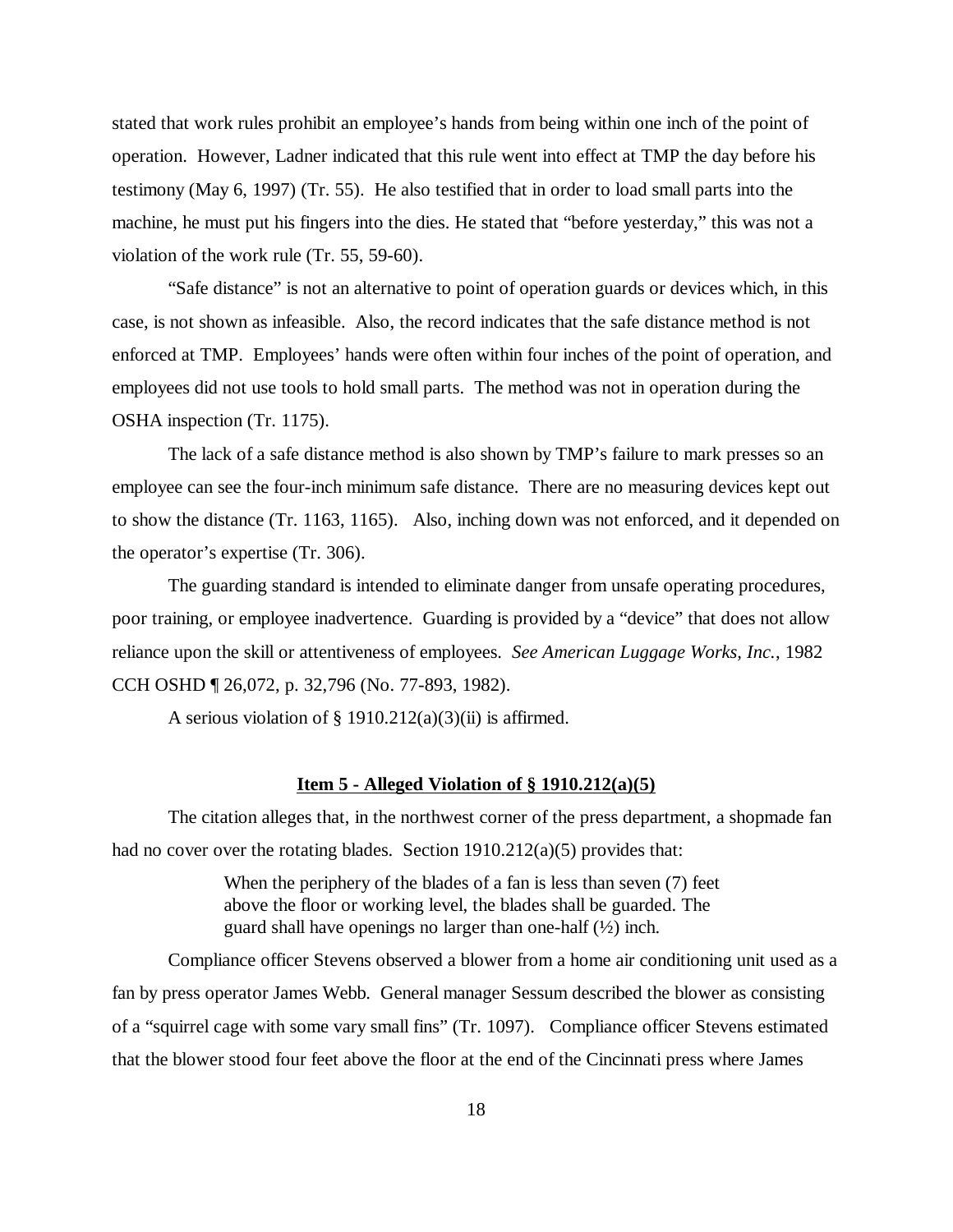stated that work rules prohibit an employee's hands from being within one inch of the point of operation. However, Ladner indicated that this rule went into effect at TMP the day before his testimony (May 6, 1997) (Tr. 55). He also testified that in order to load small parts into the machine, he must put his fingers into the dies. He stated that "before yesterday," this was not a violation of the work rule (Tr. 55, 59-60).

"Safe distance" is not an alternative to point of operation guards or devices which, in this case, is not shown as infeasible. Also, the record indicates that the safe distance method is not enforced at TMP. Employees' hands were often within four inches of the point of operation, and employees did not use tools to hold small parts. The method was not in operation during the OSHA inspection (Tr. 1175).

The lack of a safe distance method is also shown by TMP's failure to mark presses so an employee can see the four-inch minimum safe distance. There are no measuring devices kept out to show the distance (Tr. 1163, 1165). Also, inching down was not enforced, and it depended on the operator's expertise (Tr. 306).

The guarding standard is intended to eliminate danger from unsafe operating procedures, poor training, or employee inadvertence. Guarding is provided by a "device" that does not allow reliance upon the skill or attentiveness of employees. *See American Luggage Works, Inc.*, 1982 CCH OSHD ¶ 26,072, p. 32,796 (No. 77-893, 1982).

A serious violation of § 1910.212(a)(3)(ii) is affirmed.

**Item 5 - Alleged Violation of § 1910.212(a)(5)**

The citation alleges that, in the northwest corner of the press department, a shopmade fan had no cover over the rotating blades. Section 1910.212(a)(5) provides that:

> When the periphery of the blades of a fan is less than seven (7) feet above the floor or working level, the blades shall be guarded. The guard shall have openings no larger than one-half (½) inch.

Compliance officer Stevens observed a blower from a home air conditioning unit used as a fan by press operator James Webb. General manager Sessum described the blower as consisting of a "squirrel cage with some vary small fins" (Tr. 1097). Compliance officer Stevens estimated that the blower stood four feet above the floor at the end of the Cincinnati press where James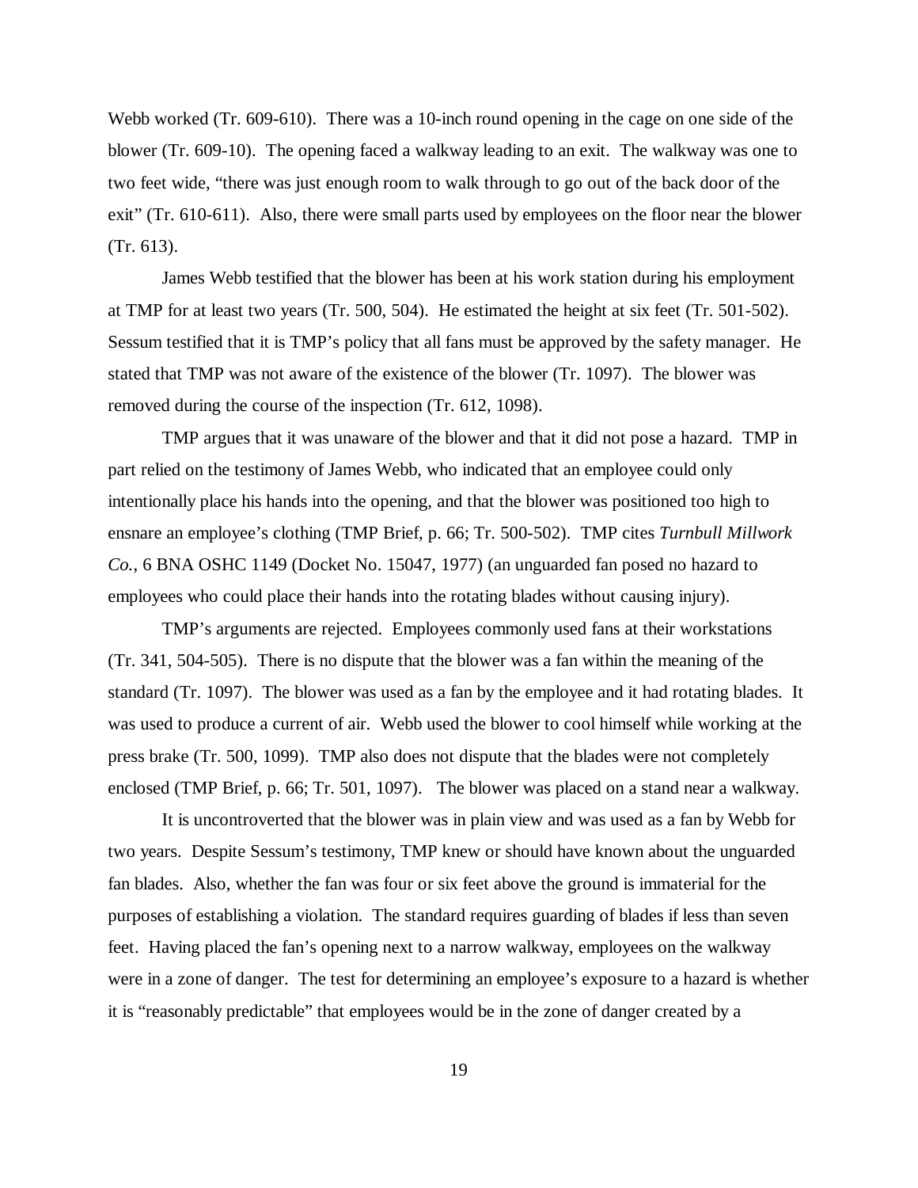Webb worked (Tr. 609-610). There was a 10-inch round opening in the cage on one side of the blower (Tr. 609-10). The opening faced a walkway leading to an exit. The walkway was one to two feet wide, "there was just enough room to walk through to go out of the back door of the exit" (Tr. 610-611). Also, there were small parts used by employees on the floor near the blower (Tr. 613).

James Webb testified that the blower has been at his work station during his employment at TMP for at least two years (Tr. 500, 504). He estimated the height at six feet (Tr. 501-502). Sessum testified that it is TMP's policy that all fans must be approved by the safety manager. He stated that TMP was not aware of the existence of the blower (Tr. 1097). The blower was removed during the course of the inspection (Tr. 612, 1098).

TMP argues that it was unaware of the blower and that it did not pose a hazard. TMP in part relied on the testimony of James Webb, who indicated that an employee could only intentionally place his hands into the opening, and that the blower was positioned too high to ensnare an employee's clothing (TMP Brief, p. 66; Tr. 500-502). TMP cites *Turnbull Millwork Co.*, 6 BNA OSHC 1149 (Docket No. 15047, 1977) (an unguarded fan posed no hazard to employees who could place their hands into the rotating blades without causing injury).

TMP's arguments are rejected. Employees commonly used fans at their workstations (Tr. 341, 504-505). There is no dispute that the blower was a fan within the meaning of the standard (Tr. 1097). The blower was used as a fan by the employee and it had rotating blades. It was used to produce a current of air. Webb used the blower to cool himself while working at the press brake (Tr. 500, 1099). TMP also does not dispute that the blades were not completely enclosed (TMP Brief, p. 66; Tr. 501, 1097). The blower was placed on a stand near a walkway.

It is uncontroverted that the blower was in plain view and was used as a fan by Webb for two years. Despite Sessum's testimony, TMP knew or should have known about the unguarded fan blades. Also, whether the fan was four or six feet above the ground is immaterial for the purposes of establishing a violation. The standard requires guarding of blades if less than seven feet. Having placed the fan's opening next to a narrow walkway, employees on the walkway were in a zone of danger. The test for determining an employee's exposure to a hazard is whether it is "reasonably predictable" that employees would be in the zone of danger created by a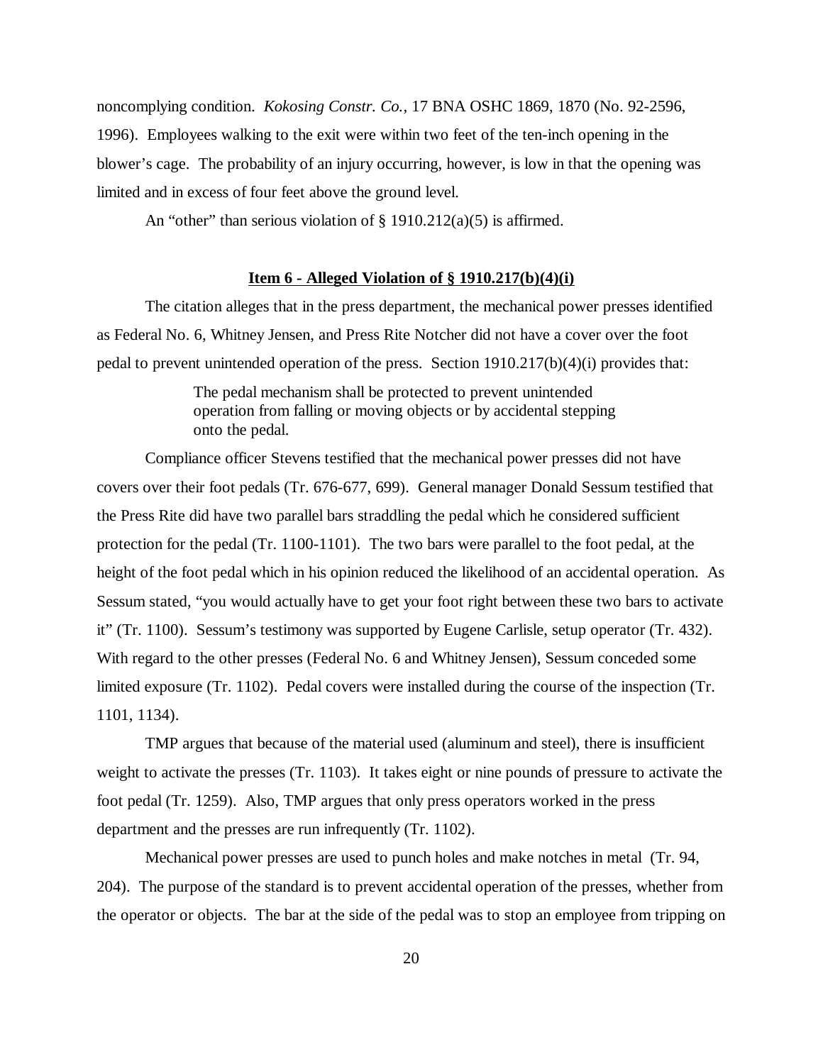noncomplying condition. *Kokosing Constr. Co.,* 17 BNA OSHC 1869, 1870 (No. 92-2596, 1996). Employees walking to the exit were within two feet of the ten-inch opening in the blower's cage. The probability of an injury occurring, however, is low in that the opening was limited and in excess of four feet above the ground level.

An "other" than serious violation of § 1910.212(a)(5) is affirmed.

**Item 6 - Alleged Violation of § 1910.217(b)(4)(i)**

The citation alleges that in the press department, the mechanical power presses identified as Federal No. 6, Whitney Jensen, and Press Rite Notcher did not have a cover over the foot pedal to prevent unintended operation of the press. Section 1910.217(b)(4)(i) provides that:

> The pedal mechanism shall be protected to prevent unintended operation from falling or moving objects or by accidental stepping onto the pedal.

Compliance officer Stevens testified that the mechanical power presses did not have covers over their foot pedals (Tr. 676-677, 699). General manager Donald Sessum testified that the Press Rite did have two parallel bars straddling the pedal which he considered sufficient protection for the pedal (Tr. 1100-1101). The two bars were parallel to the foot pedal, at the height of the foot pedal which in his opinion reduced the likelihood of an accidental operation. As Sessum stated, "you would actually have to get your foot right between these two bars to activate it" (Tr. 1100). Sessum's testimony was supported by Eugene Carlisle, setup operator (Tr. 432). With regard to the other presses (Federal No. 6 and Whitney Jensen), Sessum conceded some limited exposure (Tr. 1102). Pedal covers were installed during the course of the inspection (Tr. 1101, 1134).

TMP argues that because of the material used (aluminum and steel), there is insufficient weight to activate the presses (Tr. 1103). It takes eight or nine pounds of pressure to activate the foot pedal (Tr. 1259). Also, TMP argues that only press operators worked in the press department and the presses are run infrequently (Tr. 1102).

Mechanical power presses are used to punch holes and make notches in metal (Tr. 94, 204). The purpose of the standard is to prevent accidental operation of the presses, whether from the operator or objects. The bar at the side of the pedal was to stop an employee from tripping on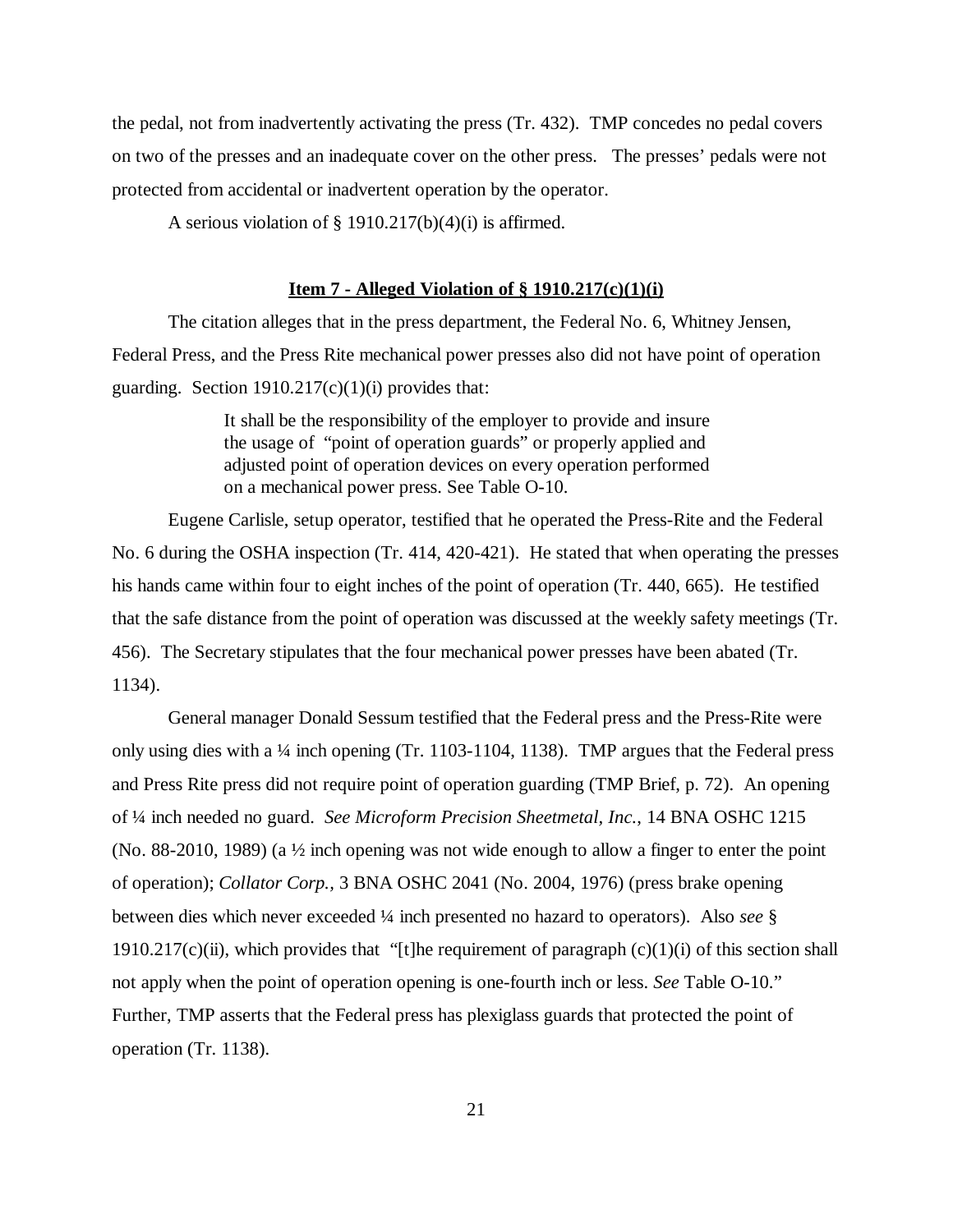the pedal, not from inadvertently activating the press (Tr. 432). TMP concedes no pedal covers on two of the presses and an inadequate cover on the other press. The presses' pedals were not protected from accidental or inadvertent operation by the operator.

A serious violation of § 1910.217(b)(4)(i) is affirmed.

**Item 7 - Alleged Violation of § 1910.217(c)(1)(i)**

The citation alleges that in the press department, the Federal No. 6, Whitney Jensen, Federal Press, and the Press Rite mechanical power presses also did not have point of operation guarding. Section 1910.217(c)(1)(i) provides that:

> It shall be the responsibility of the employer to provide and insure the usage of "point of operation guards" or properly applied and adjusted point of operation devices on every operation performed on a mechanical power press. See Table O-10.

Eugene Carlisle, setup operator, testified that he operated the Press-Rite and the Federal No. 6 during the OSHA inspection (Tr. 414, 420-421). He stated that when operating the presses his hands came within four to eight inches of the point of operation (Tr. 440, 665). He testified that the safe distance from the point of operation was discussed at the weekly safety meetings (Tr. 456). The Secretary stipulates that the four mechanical power presses have been abated (Tr. 1134).

General manager Donald Sessum testified that the Federal press and the Press-Rite were only using dies with a ¼ inch opening (Tr. 1103-1104, 1138). TMP argues that the Federal press and Press Rite press did not require point of operation guarding (TMP Brief, p. 72). An opening of ¼ inch needed no guard. *See Microform Precision Sheetmetal, Inc.*, 14 BNA OSHC 1215 (No. 88-2010, 1989) (a ½ inch opening was not wide enough to allow a finger to enter the point of operation); *Collator Corp.*, 3 BNA OSHC 2041 (No. 2004, 1976) (press brake opening between dies which never exceeded ¼ inch presented no hazard to operators). Also *see* § 1910.217(c)(ii), which provides that "[t]he requirement of paragraph (c)(1)(i) of this section shall not apply when the point of operation opening is one-fourth inch or less. *See* Table O-10." Further, TMP asserts that the Federal press has plexiglass guards that protected the point of operation (Tr. 1138).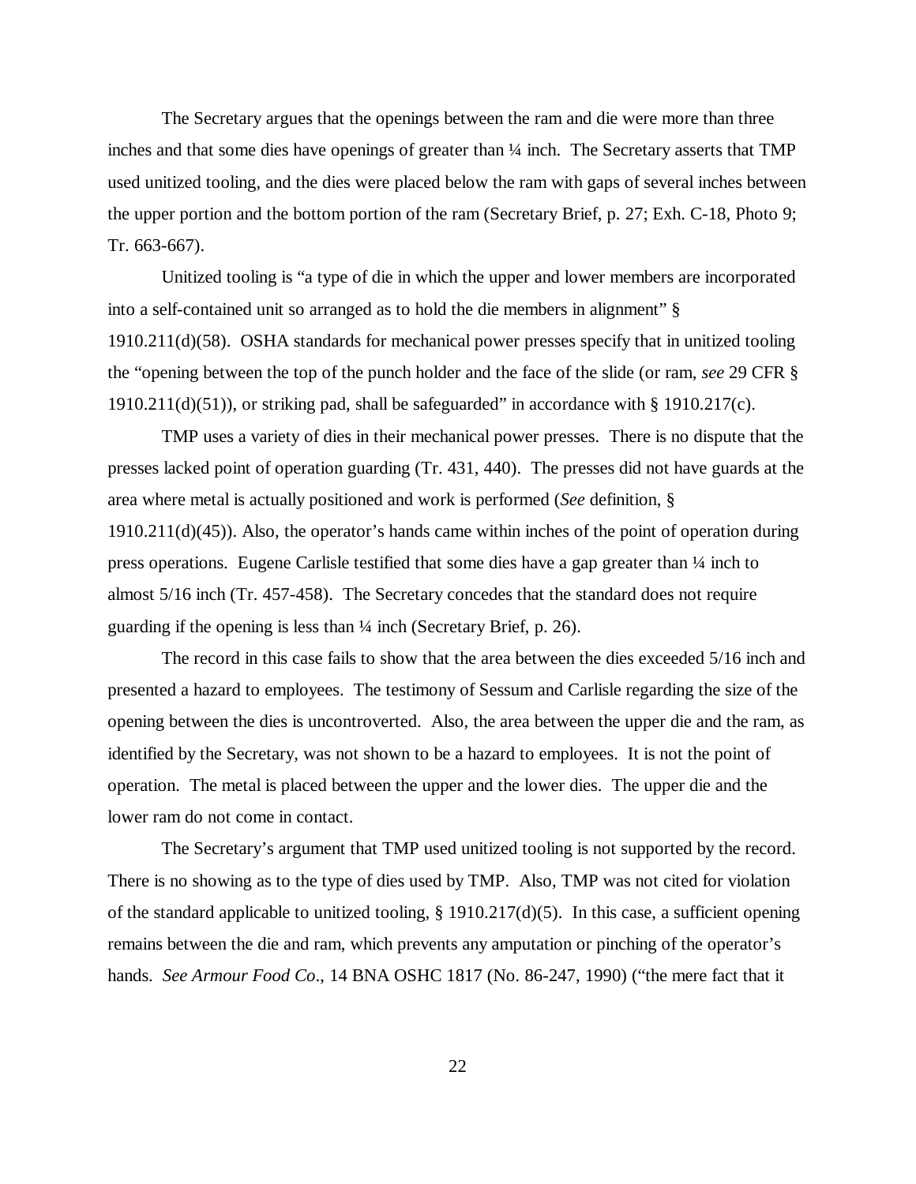The Secretary argues that the openings between the ram and die were more than three inches and that some dies have openings of greater than ¼ inch. The Secretary asserts that TMP used unitized tooling, and the dies were placed below the ram with gaps of several inches between the upper portion and the bottom portion of the ram (Secretary Brief, p. 27; Exh. C-18, Photo 9; Tr. 663-667).

Unitized tooling is "a type of die in which the upper and lower members are incorporated into a self-contained unit so arranged as to hold the die members in alignment" § 1910.211(d)(58). OSHA standards for mechanical power presses specify that in unitized tooling the "opening between the top of the punch holder and the face of the slide (or ram, *see* 29 CFR § 1910.211(d)(51)), or striking pad, shall be safeguarded" in accordance with § 1910.217(c).

TMP uses a variety of dies in their mechanical power presses. There is no dispute that the presses lacked point of operation guarding (Tr. 431, 440). The presses did not have guards at the area where metal is actually positioned and work is performed (*See* definition, § 1910.211(d)(45)). Also, the operator's hands came within inches of the point of operation during press operations. Eugene Carlisle testified that some dies have a gap greater than ¼ inch to almost 5/16 inch (Tr. 457-458). The Secretary concedes that the standard does not require guarding if the opening is less than ¼ inch (Secretary Brief, p. 26).

The record in this case fails to show that the area between the dies exceeded 5/16 inch and presented a hazard to employees. The testimony of Sessum and Carlisle regarding the size of the opening between the dies is uncontroverted. Also, the area between the upper die and the ram, as identified by the Secretary, was not shown to be a hazard to employees. It is not the point of operation. The metal is placed between the upper and the lower dies. The upper die and the lower ram do not come in contact.

The Secretary's argument that TMP used unitized tooling is not supported by the record. There is no showing as to the type of dies used by TMP. Also, TMP was not cited for violation of the standard applicable to unitized tooling, § 1910.217(d)(5). In this case, a sufficient opening remains between the die and ram, which prevents any amputation or pinching of the operator's hands. *See Armour Food Co*., 14 BNA OSHC 1817 (No. 86-247, 1990) ("the mere fact that it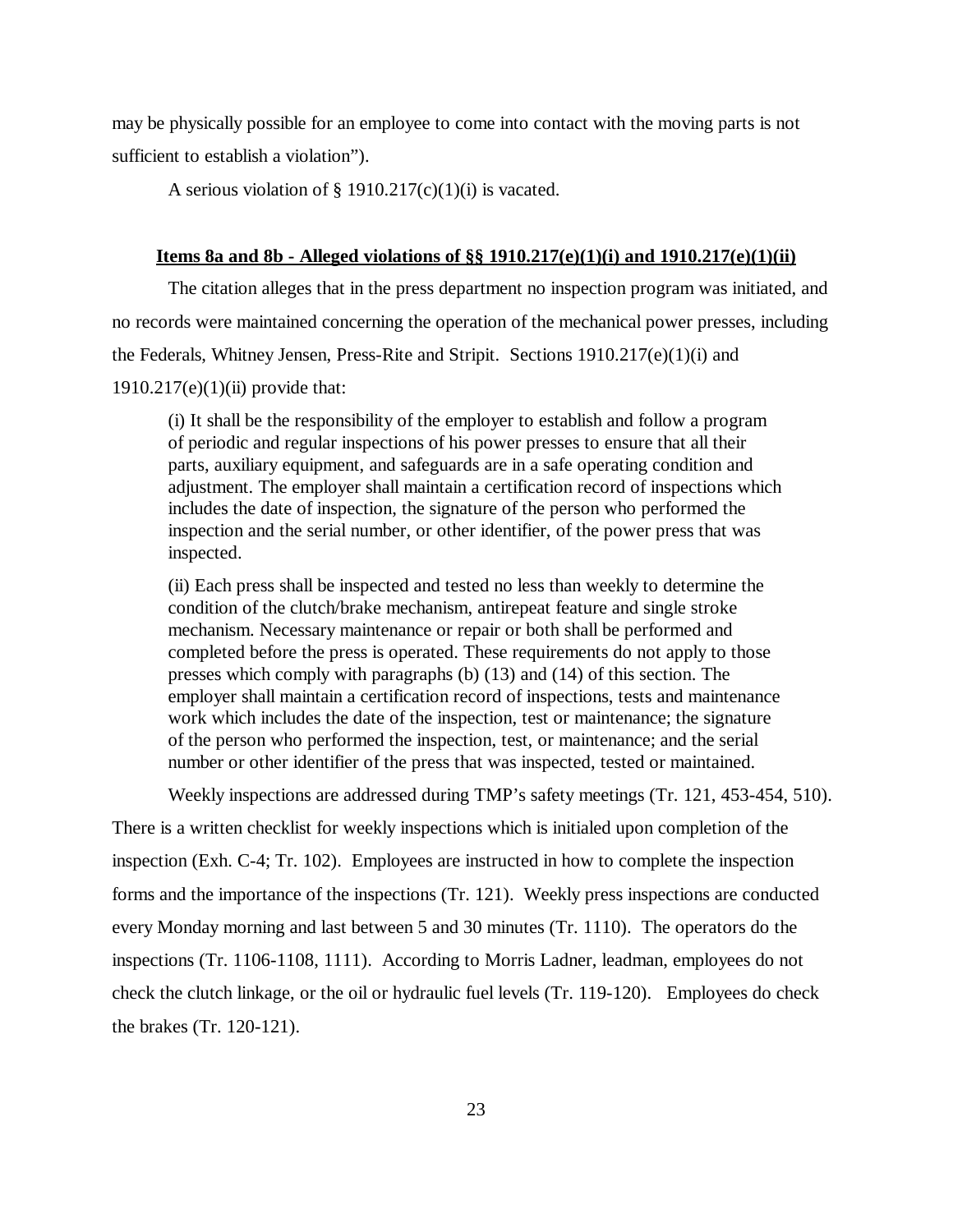may be physically possible for an employee to come into contact with the moving parts is not sufficient to establish a violation").

A serious violation of § 1910.217(c)(1)(i) is vacated.

**Items 8a and 8b - Alleged violations of §§ 1910.217(e)(1)(i) and 1910.217(e)(1)(ii)**

The citation alleges that in the press department no inspection program was initiated, and no records were maintained concerning the operation of the mechanical power presses, including the Federals, Whitney Jensen, Press-Rite and Stripit. Sections 1910.217(e)(1)(i) and 1910.217(e)(1)(ii) provide that:

> (i) It shall be the responsibility of the employer to establish and follow a program of periodic and regular inspections of his power presses to ensure that all their parts, auxiliary equipment, and safeguards are in a safe operating condition and adjustment. The employer shall maintain a certification record of inspections which includes the date of inspection, the signature of the person who performed the inspection and the serial number, or other identifier, of the power press that was inspected.
>
> (ii) Each press shall be inspected and tested no less than weekly to determine the condition of the clutch/brake mechanism, antirepeat feature and single stroke mechanism. Necessary maintenance or repair or both shall be performed and completed before the press is operated. These requirements do not apply to those presses which comply with paragraphs (b) (13) and (14) of this section. The employer shall maintain a certification record of inspections, tests and maintenance work which includes the date of the inspection, test or maintenance; the signature of the person who performed the inspection, test, or maintenance; and the serial number or other identifier of the press that was inspected, tested or maintained.

Weekly inspections are addressed during TMP's safety meetings (Tr. 121, 453-454, 510). There is a written checklist for weekly inspections which is initialed upon completion of the inspection (Exh. C-4; Tr. 102). Employees are instructed in how to complete the inspection forms and the importance of the inspections (Tr. 121). Weekly press inspections are conducted every Monday morning and last between 5 and 30 minutes (Tr. 1110). The operators do the inspections (Tr. 1106-1108, 1111). According to Morris Ladner, leadman, employees do not check the clutch linkage, or the oil or hydraulic fuel levels (Tr. 119-120). Employees do check the brakes (Tr. 120-121).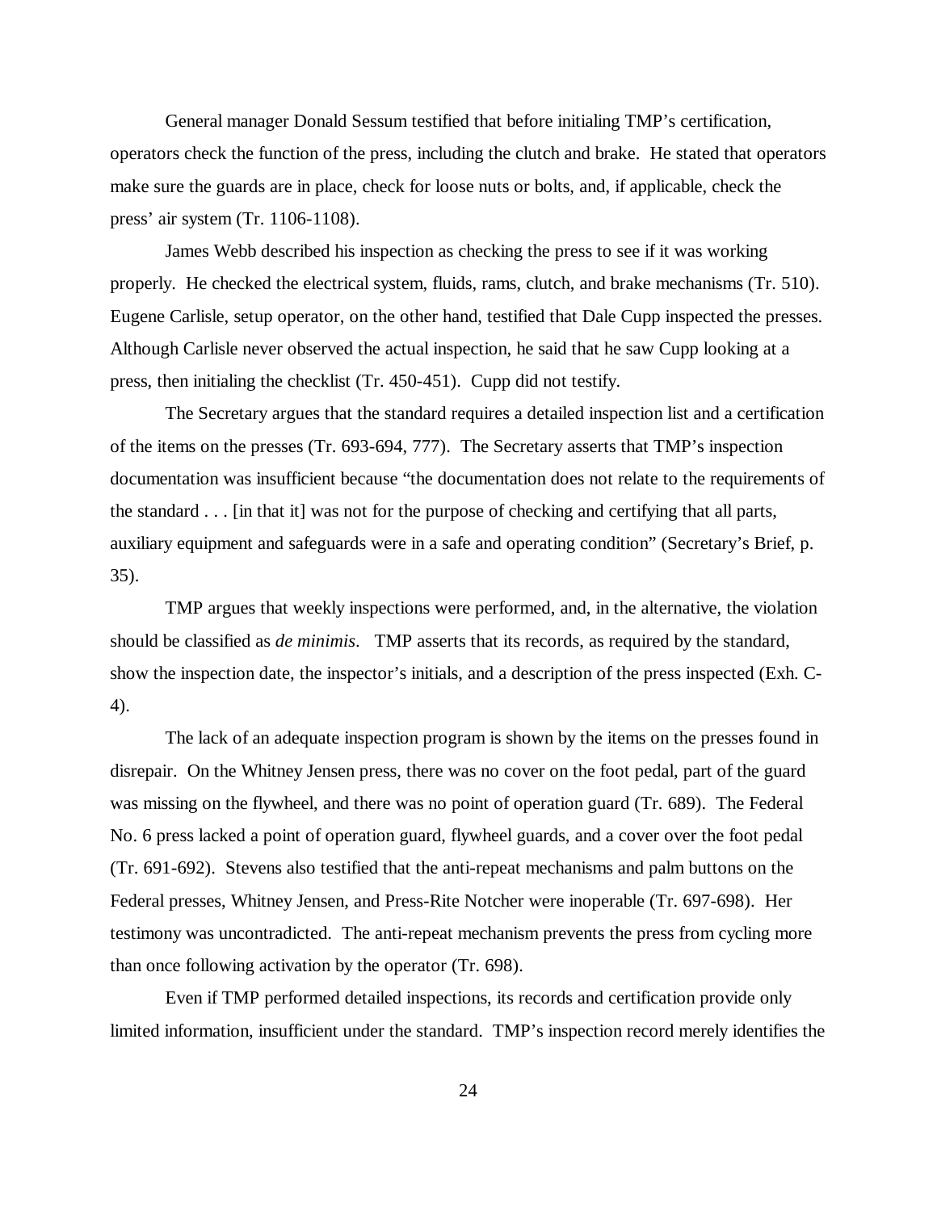General manager Donald Sessum testified that before initialing TMP's certification, operators check the function of the press, including the clutch and brake. He stated that operators make sure the guards are in place, check for loose nuts or bolts, and, if applicable, check the press' air system (Tr. 1106-1108).

James Webb described his inspection as checking the press to see if it was working properly. He checked the electrical system, fluids, rams, clutch, and brake mechanisms (Tr. 510). Eugene Carlisle, setup operator, on the other hand, testified that Dale Cupp inspected the presses. Although Carlisle never observed the actual inspection, he said that he saw Cupp looking at a press, then initialing the checklist (Tr. 450-451). Cupp did not testify.

The Secretary argues that the standard requires a detailed inspection list and a certification of the items on the presses (Tr. 693-694, 777). The Secretary asserts that TMP's inspection documentation was insufficient because "the documentation does not relate to the requirements of the standard . . . [in that it] was not for the purpose of checking and certifying that all parts, auxiliary equipment and safeguards were in a safe and operating condition" (Secretary's Brief, p. 35).

TMP argues that weekly inspections were performed, and, in the alternative, the violation should be classified as *de minimis*. TMP asserts that its records, as required by the standard, show the inspection date, the inspector's initials, and a description of the press inspected (Exh. C-4).

The lack of an adequate inspection program is shown by the items on the presses found in disrepair. On the Whitney Jensen press, there was no cover on the foot pedal, part of the guard was missing on the flywheel, and there was no point of operation guard (Tr. 689). The Federal No. 6 press lacked a point of operation guard, flywheel guards, and a cover over the foot pedal (Tr. 691-692). Stevens also testified that the anti-repeat mechanisms and palm buttons on the Federal presses, Whitney Jensen, and Press-Rite Notcher were inoperable (Tr. 697-698). Her testimony was uncontradicted. The anti-repeat mechanism prevents the press from cycling more than once following activation by the operator (Tr. 698).

Even if TMP performed detailed inspections, its records and certification provide only limited information, insufficient under the standard. TMP's inspection record merely identifies the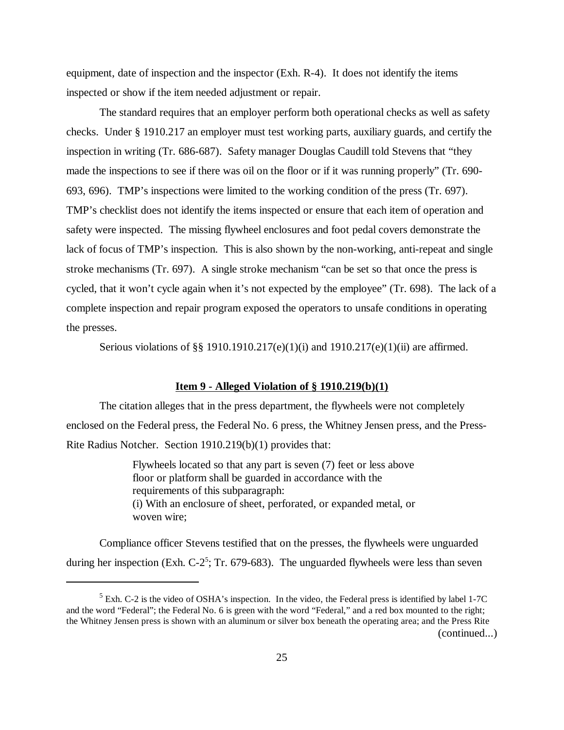equipment, date of inspection and the inspector (Exh. R-4). It does not identify the items inspected or show if the item needed adjustment or repair.

The standard requires that an employer perform both operational checks as well as safety checks. Under § 1910.217 an employer must test working parts, auxiliary guards, and certify the inspection in writing (Tr. 686-687). Safety manager Douglas Caudill told Stevens that "they made the inspections to see if there was oil on the floor or if it was running properly" (Tr. 690-693, 696). TMP's inspections were limited to the working condition of the press (Tr. 697). TMP's checklist does not identify the items inspected or ensure that each item of operation and safety were inspected. The missing flywheel enclosures and foot pedal covers demonstrate the lack of focus of TMP's inspection. This is also shown by the non-working, anti-repeat and single stroke mechanisms (Tr. 697). A single stroke mechanism "can be set so that once the press is cycled, that it won't cycle again when it's not expected by the employee" (Tr. 698). The lack of a complete inspection and repair program exposed the operators to unsafe conditions in operating the presses.

Serious violations of §§ 1910.1910.217(e)(1)(i) and 1910.217(e)(1)(ii) are affirmed.

**Item 9 - Alleged Violation of § 1910.219(b)(1)**

The citation alleges that in the press department, the flywheels were not completely enclosed on the Federal press, the Federal No. 6 press, the Whitney Jensen press, and the Press-Rite Radius Notcher. Section 1910.219(b)(1) provides that:

> Flywheels located so that any part is seven (7) feet or less above floor or platform shall be guarded in accordance with the requirements of this subparagraph:
> (i) With an enclosure of sheet, perforated, or expanded metal, or woven wire;

Compliance officer Stevens testified that on the presses, the flywheels were unguarded during her inspection (Exh. C-2[5]; Tr. 679-683). The unguarded flywheels were less than seven

[5] Exh. C-2 is the video of OSHA's inspection. In the video, the Federal press is identified by label 1-7C and the word "Federal"; the Federal No. 6 is green with the word "Federal," and a red box mounted to the right; the Whitney Jensen press is shown with an aluminum or silver box beneath the operating area; and the Press Rite (continued...)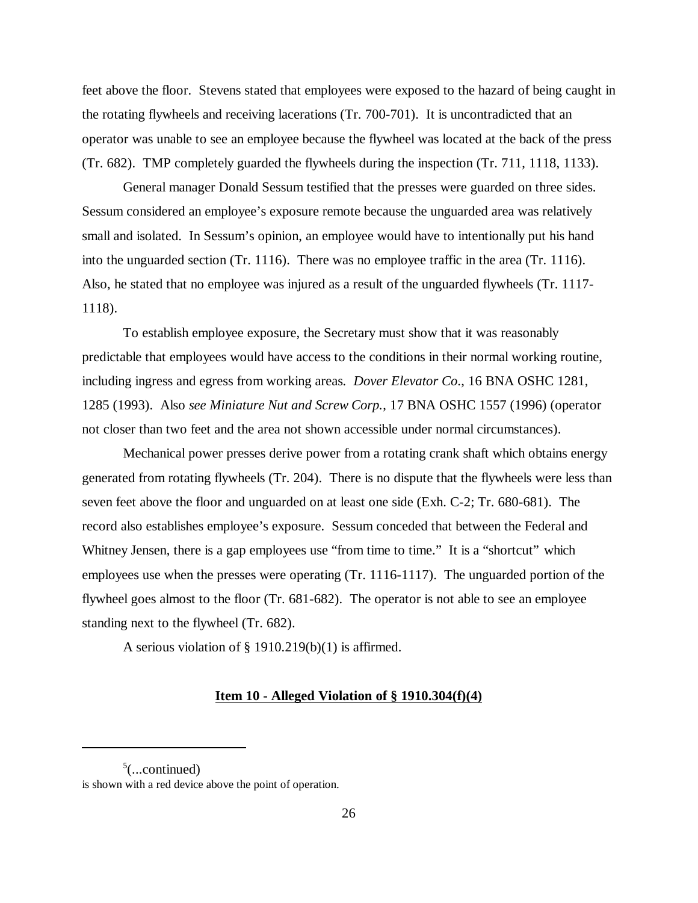feet above the floor. Stevens stated that employees were exposed to the hazard of being caught in the rotating flywheels and receiving lacerations (Tr. 700-701). It is uncontradicted that an operator was unable to see an employee because the flywheel was located at the back of the press (Tr. 682). TMP completely guarded the flywheels during the inspection (Tr. 711, 1118, 1133).

General manager Donald Sessum testified that the presses were guarded on three sides. Sessum considered an employee's exposure remote because the unguarded area was relatively small and isolated. In Sessum's opinion, an employee would have to intentionally put his hand into the unguarded section (Tr. 1116). There was no employee traffic in the area (Tr. 1116). Also, he stated that no employee was injured as a result of the unguarded flywheels (Tr. 1117-1118).

To establish employee exposure, the Secretary must show that it was reasonably predictable that employees would have access to the conditions in their normal working routine, including ingress and egress from working areas. *Dover Elevator Co.*, 16 BNA OSHC 1281, 1285 (1993). Also *see Miniature Nut and Screw Corp.*, 17 BNA OSHC 1557 (1996) (operator not closer than two feet and the area not shown accessible under normal circumstances).

Mechanical power presses derive power from a rotating crank shaft which obtains energy generated from rotating flywheels (Tr. 204). There is no dispute that the flywheels were less than seven feet above the floor and unguarded on at least one side (Exh. C-2; Tr. 680-681). The record also establishes employee's exposure. Sessum conceded that between the Federal and Whitney Jensen, there is a gap employees use "from time to time." It is a "shortcut" which employees use when the presses were operating (Tr. 1116-1117). The unguarded portion of the flywheel goes almost to the floor (Tr. 681-682). The operator is not able to see an employee standing next to the flywheel (Tr. 682).

A serious violation of § 1910.219(b)(1) is affirmed.

**Item 10 - Alleged Violation of § 1910.304(f)(4)**

---

[5](...continued)
is shown with a red device above the point of operation.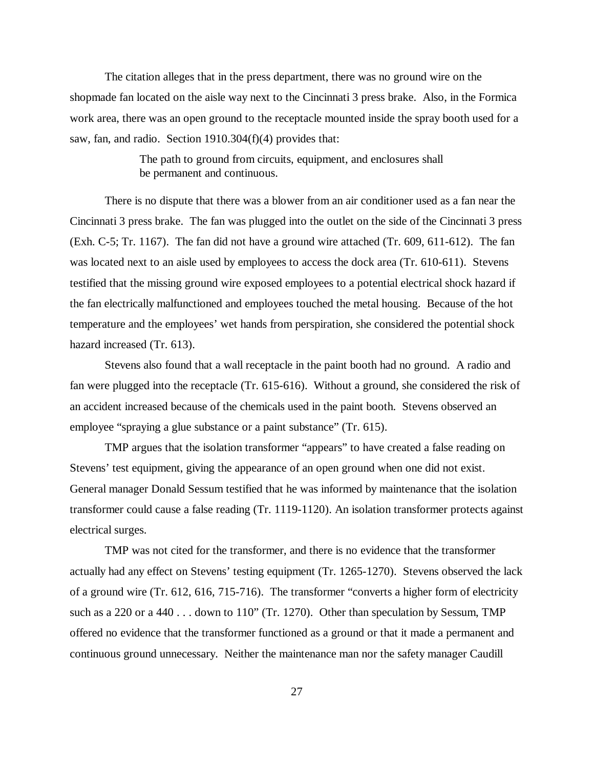The citation alleges that in the press department, there was no ground wire on the shopmade fan located on the aisle way next to the Cincinnati 3 press brake. Also, in the Formica work area, there was an open ground to the receptacle mounted inside the spray booth used for a saw, fan, and radio. Section 1910.304(f)(4) provides that:

> The path to ground from circuits, equipment, and enclosures shall be permanent and continuous.

There is no dispute that there was a blower from an air conditioner used as a fan near the Cincinnati 3 press brake. The fan was plugged into the outlet on the side of the Cincinnati 3 press (Exh. C-5; Tr. 1167). The fan did not have a ground wire attached (Tr. 609, 611-612). The fan was located next to an aisle used by employees to access the dock area (Tr. 610-611). Stevens testified that the missing ground wire exposed employees to a potential electrical shock hazard if the fan electrically malfunctioned and employees touched the metal housing. Because of the hot temperature and the employees' wet hands from perspiration, she considered the potential shock hazard increased (Tr. 613).

Stevens also found that a wall receptacle in the paint booth had no ground. A radio and fan were plugged into the receptacle (Tr. 615-616). Without a ground, she considered the risk of an accident increased because of the chemicals used in the paint booth. Stevens observed an employee "spraying a glue substance or a paint substance" (Tr. 615).

TMP argues that the isolation transformer "appears" to have created a false reading on Stevens' test equipment, giving the appearance of an open ground when one did not exist. General manager Donald Sessum testified that he was informed by maintenance that the isolation transformer could cause a false reading (Tr. 1119-1120). An isolation transformer protects against electrical surges.

TMP was not cited for the transformer, and there is no evidence that the transformer actually had any effect on Stevens' testing equipment (Tr. 1265-1270). Stevens observed the lack of a ground wire (Tr. 612, 616, 715-716). The transformer "converts a higher form of electricity such as a 220 or a 440 . . . down to 110" (Tr. 1270). Other than speculation by Sessum, TMP offered no evidence that the transformer functioned as a ground or that it made a permanent and continuous ground unnecessary. Neither the maintenance man nor the safety manager Caudill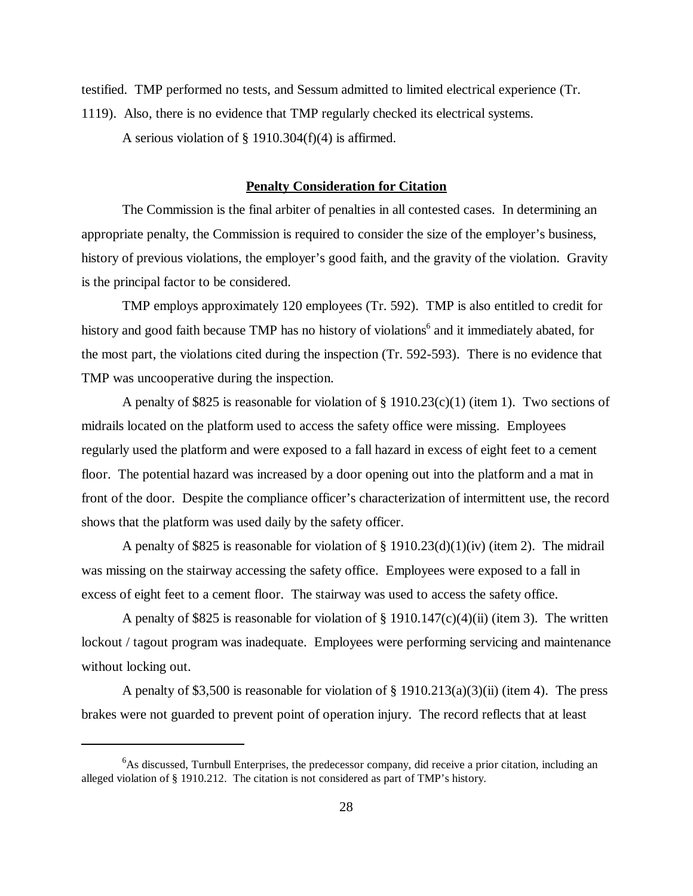testified. TMP performed no tests, and Sessum admitted to limited electrical experience (Tr. 1119). Also, there is no evidence that TMP regularly checked its electrical systems.

A serious violation of § 1910.304(f)(4) is affirmed.

**Penalty Consideration for Citation**

The Commission is the final arbiter of penalties in all contested cases. In determining an appropriate penalty, the Commission is required to consider the size of the employer's business, history of previous violations, the employer's good faith, and the gravity of the violation. Gravity is the principal factor to be considered.

TMP employs approximately 120 employees (Tr. 592). TMP is also entitled to credit for history and good faith because TMP has no history of violations[6] and it immediately abated, for the most part, the violations cited during the inspection (Tr. 592-593). There is no evidence that TMP was uncooperative during the inspection.

A penalty of $825 is reasonable for violation of § 1910.23(c)(1) (item 1). Two sections of midrails located on the platform used to access the safety office were missing. Employees regularly used the platform and were exposed to a fall hazard in excess of eight feet to a cement floor. The potential hazard was increased by a door opening out into the platform and a mat in front of the door. Despite the compliance officer's characterization of intermittent use, the record shows that the platform was used daily by the safety officer.

A penalty of $825 is reasonable for violation of § 1910.23(d)(1)(iv) (item 2). The midrail was missing on the stairway accessing the safety office. Employees were exposed to a fall in excess of eight feet to a cement floor. The stairway was used to access the safety office.

A penalty of $825 is reasonable for violation of § 1910.147(c)(4)(ii) (item 3). The written lockout / tagout program was inadequate. Employees were performing servicing and maintenance without locking out.

A penalty of $3,500 is reasonable for violation of § 1910.213(a)(3)(ii) (item 4). The press brakes were not guarded to prevent point of operation injury. The record reflects that at least

---

[6] As discussed, Turnbull Enterprises, the predecessor company, did receive a prior citation, including an alleged violation of § 1910.212. The citation is not considered as part of TMP's history.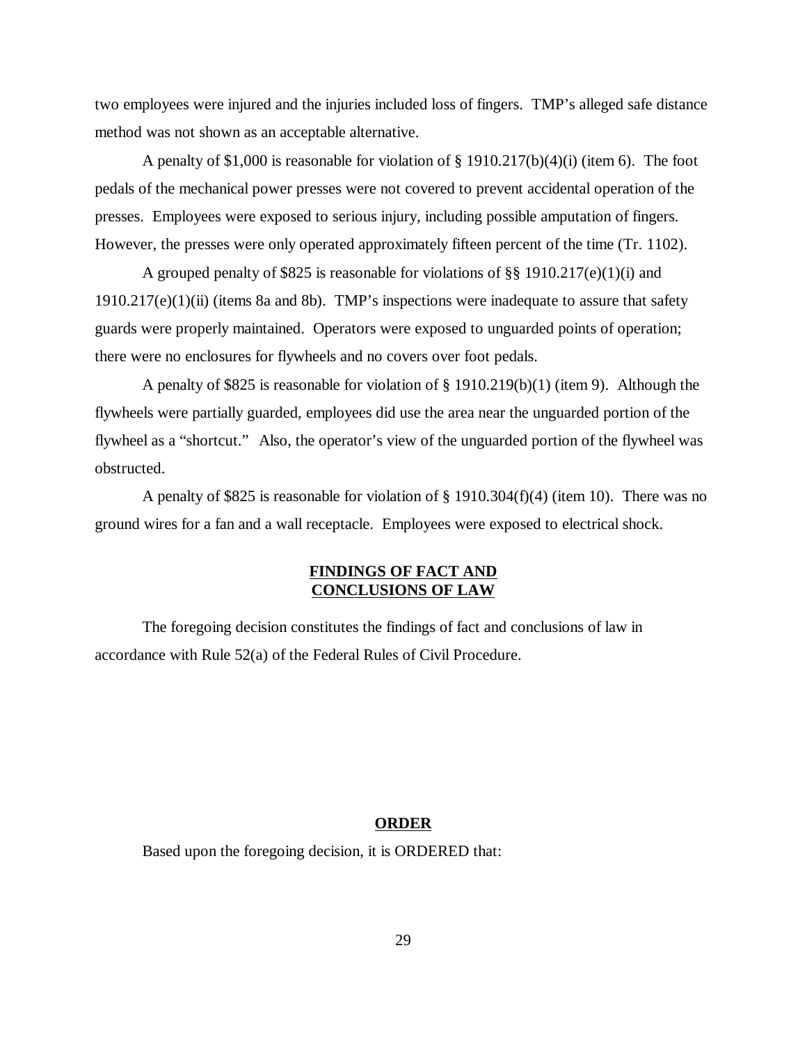two employees were injured and the injuries included loss of fingers. TMP's alleged safe distance method was not shown as an acceptable alternative.

A penalty of $1,000 is reasonable for violation of § 1910.217(b)(4)(i) (item 6). The foot pedals of the mechanical power presses were not covered to prevent accidental operation of the presses. Employees were exposed to serious injury, including possible amputation of fingers. However, the presses were only operated approximately fifteen percent of the time (Tr. 1102).

A grouped penalty of $825 is reasonable for violations of §§ 1910.217(e)(1)(i) and 1910.217(e)(1)(ii) (items 8a and 8b). TMP's inspections were inadequate to assure that safety guards were properly maintained. Operators were exposed to unguarded points of operation; there were no enclosures for flywheels and no covers over foot pedals.

A penalty of $825 is reasonable for violation of § 1910.219(b)(1) (item 9). Although the flywheels were partially guarded, employees did use the area near the unguarded portion of the flywheel as a "shortcut." Also, the operator's view of the unguarded portion of the flywheel was obstructed.

A penalty of $825 is reasonable for violation of § 1910.304(f)(4) (item 10). There was no ground wires for a fan and a wall receptacle. Employees were exposed to electrical shock.

## FINDINGS OF FACT AND CONCLUSIONS OF LAW

The foregoing decision constitutes the findings of fact and conclusions of law in accordance with Rule 52(a) of the Federal Rules of Civil Procedure.

## ORDER

Based upon the foregoing decision, it is ORDERED that: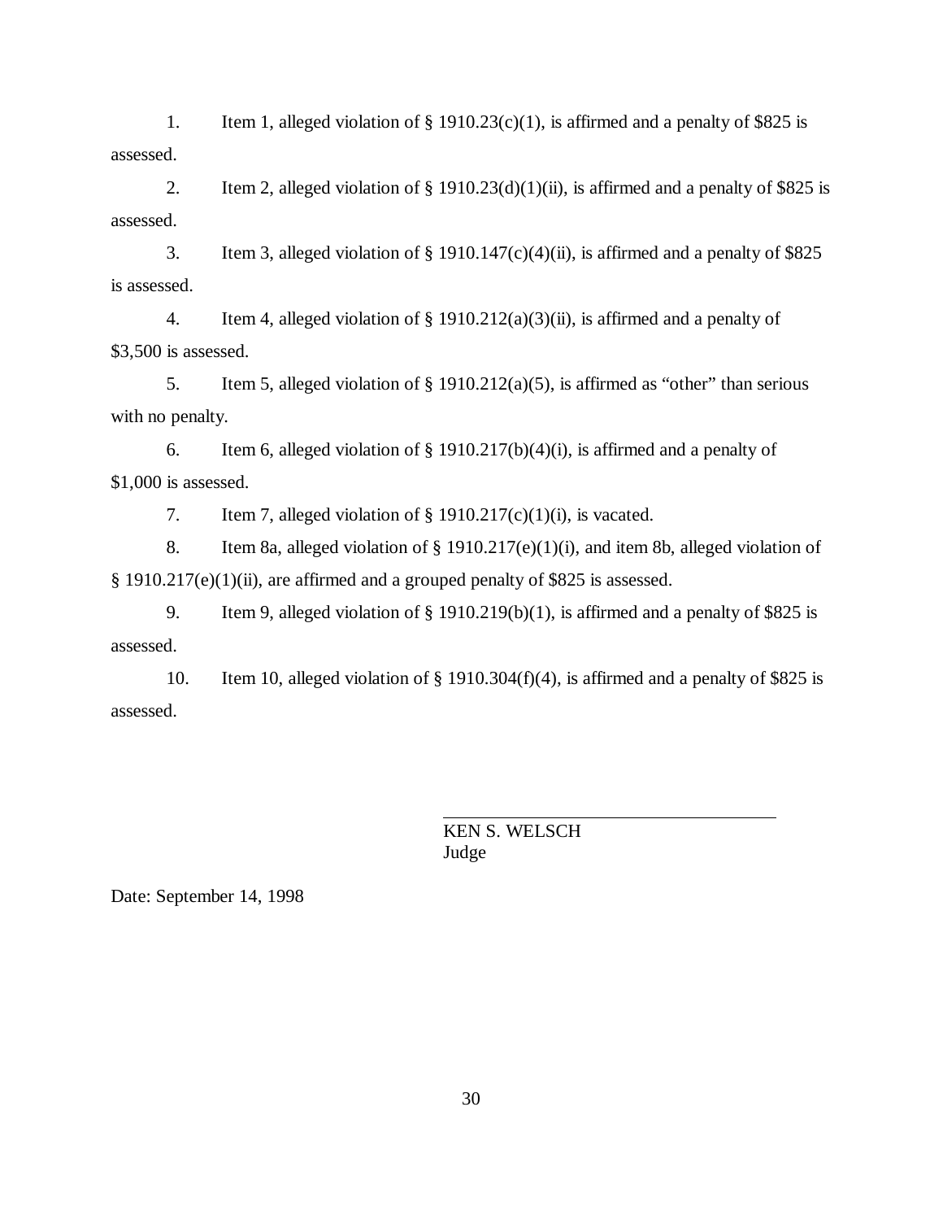1. Item 1, alleged violation of § 1910.23(c)(1), is affirmed and a penalty of $825 is assessed.

2. Item 2, alleged violation of § 1910.23(d)(1)(ii), is affirmed and a penalty of $825 is assessed.

3. Item 3, alleged violation of § 1910.147(c)(4)(ii), is affirmed and a penalty of $825 is assessed.

4. Item 4, alleged violation of § 1910.212(a)(3)(ii), is affirmed and a penalty of $3,500 is assessed.

5. Item 5, alleged violation of § 1910.212(a)(5), is affirmed as "other" than serious with no penalty.

6. Item 6, alleged violation of § 1910.217(b)(4)(i), is affirmed and a penalty of $1,000 is assessed.

7. Item 7, alleged violation of § 1910.217(c)(1)(i), is vacated.

8. Item 8a, alleged violation of § 1910.217(e)(1)(i), and item 8b, alleged violation of § 1910.217(e)(1)(ii), are affirmed and a grouped penalty of $825 is assessed.

9. Item 9, alleged violation of § 1910.219(b)(1), is affirmed and a penalty of $825 is assessed.

10. Item 10, alleged violation of § 1910.304(f)(4), is affirmed and a penalty of $825 is assessed.

KEN S. WELSCH
Judge

Date: September 14, 1998